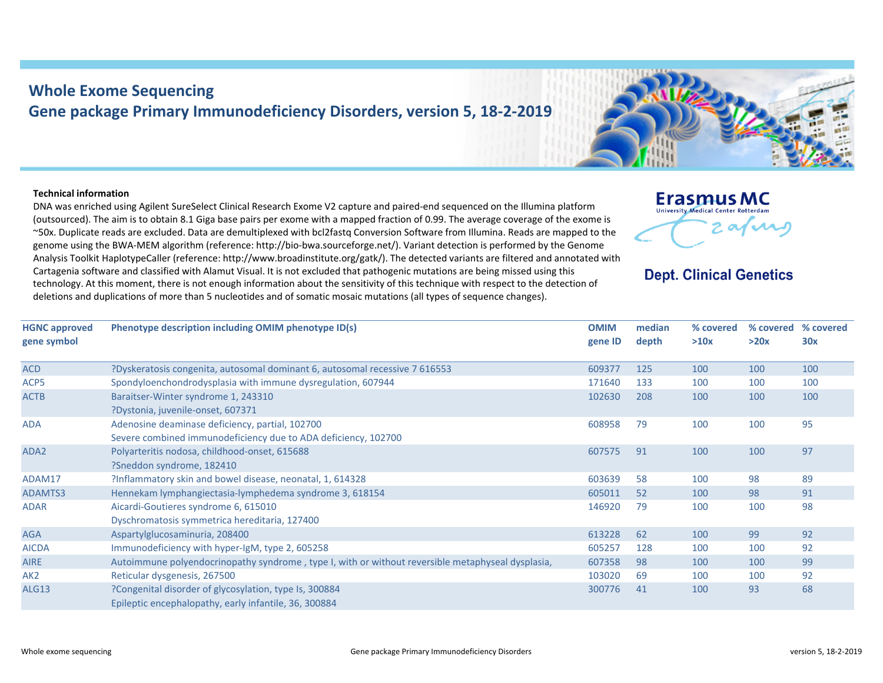# Whole Exome Sequencing
## Gene package Primary Immunodeficiency Disorders, version 5, 18-2-2019

Erasmus MC
University Medical Center Rotterdam

**Dept. Clinical Genetics**

**Technical information**

DNA was enriched using Agilent SureSelect Clinical Research Exome V2 capture and paired-end sequenced on the Illumina platform (outsourced). The aim is to obtain 8.1 Giga base pairs per exome with a mapped fraction of 0.99. The average coverage of the exome is ~50x. Duplicate reads are excluded. Data are demultiplexed with bcl2fastq Conversion Software from Illumina. Reads are mapped to the genome using the BWA-MEM algorithm (reference: http://bio-bwa.sourceforge.net/). Variant detection is performed by the Genome Analysis Toolkit HaplotypeCaller (reference: http://www.broadinstitute.org/gatk/). The detected variants are filtered and annotated with Cartagenia software and classified with Alamut Visual. It is not excluded that pathogenic mutations are being missed using this technology. At this moment, there is not enough information about the sensitivity of this technique with respect to the detection of deletions and duplications of more than 5 nucleotides and of somatic mosaic mutations (all types of sequence changes).

| HGNC approved gene symbol | Phenotype description including OMIM phenotype ID(s) | OMIM gene ID | median depth | % covered >10x | % covered >20x | % covered 30x |
|---|---|---|---|---|---|---|
| ACD | ?Dyskeratosis congenita, autosomal dominant 6, autosomal recessive 7 616553 | 609377 | 125 | 100 | 100 | 100 |
| ACP5 | Spondyloenchondrodysplasia with immune dysregulation, 607944 | 171640 | 133 | 100 | 100 | 100 |
| ACTB | Baraitser-Winter syndrome 1, 243310<br>?Dystonia, juvenile-onset, 607371 | 102630 | 208 | 100 | 100 | 100 |
| ADA | Adenosine deaminase deficiency, partial, 102700<br>Severe combined immunodeficiency due to ADA deficiency, 102700 | 608958 | 79 | 100 | 100 | 95 |
| ADA2 | Polyarteritis nodosa, childhood-onset, 615688<br>?Sneddon syndrome, 182410 | 607575 | 91 | 100 | 100 | 97 |
| ADAM17 | ?Inflammatory skin and bowel disease, neonatal, 1, 614328 | 603639 | 58 | 100 | 98 | 89 |
| ADAMTS3 | Hennekam lymphangiectasia-lymphedema syndrome 3, 618154 | 605011 | 52 | 100 | 98 | 91 |
| ADAR | Aicardi-Goutieres syndrome 6, 615010<br>Dyschromatosis symmetrica hereditaria, 127400 | 146920 | 79 | 100 | 100 | 98 |
| AGA | Aspartylglucosaminuria, 208400 | 613228 | 62 | 100 | 99 | 92 |
| AICDA | Immunodeficiency with hyper-IgM, type 2, 605258 | 605257 | 128 | 100 | 100 | 92 |
| AIRE | Autoimmune polyendocrinopathy syndrome , type I, with or without reversible metaphyseal dysplasia, | 607358 | 98 | 100 | 100 | 99 |
| AK2 | Reticular dysgenesis, 267500 | 103020 | 69 | 100 | 100 | 92 |
| ALG13 | ?Congenital disorder of glycosylation, type Is, 300884<br>Epileptic encephalopathy, early infantile, 36, 300884 | 300776 | 41 | 100 | 93 | 68 |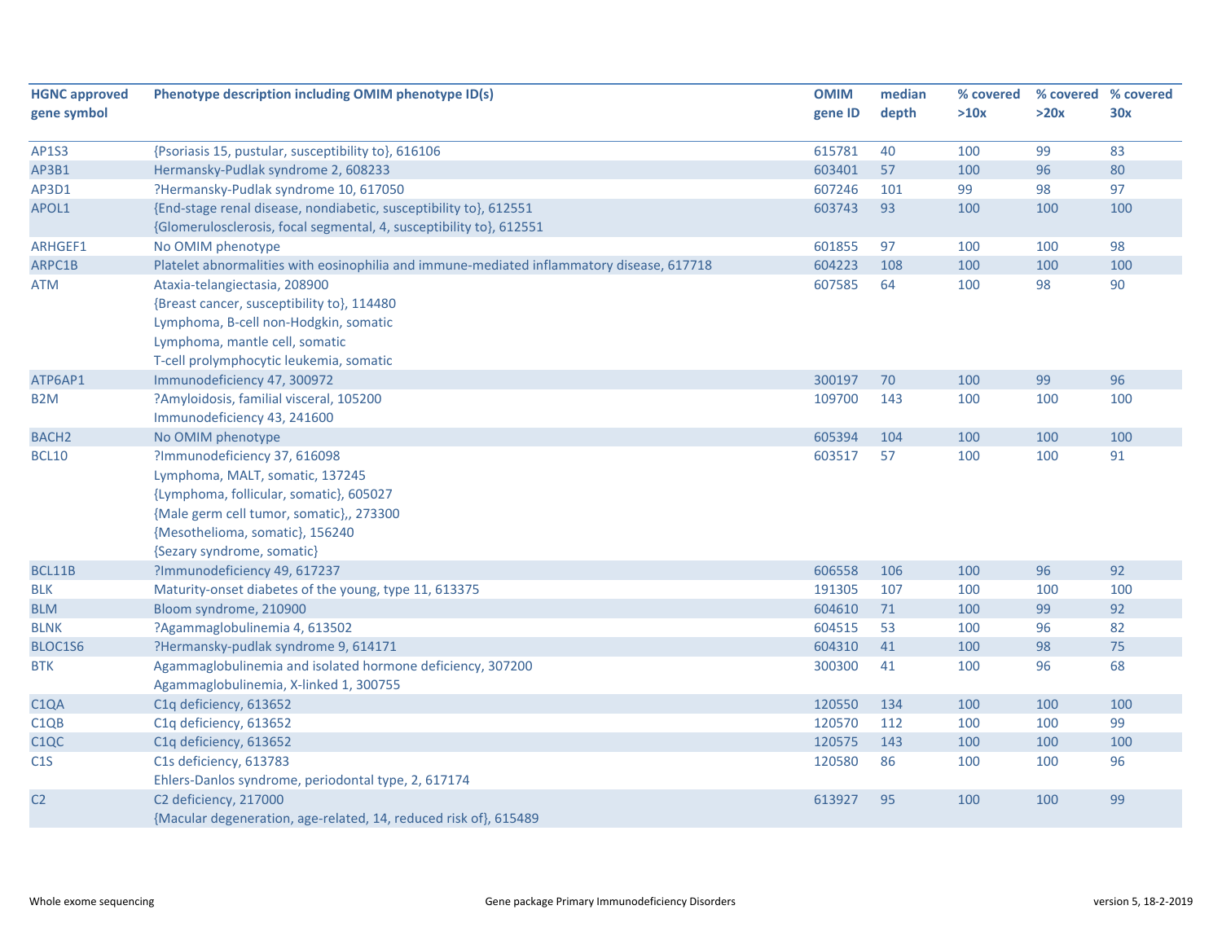| HGNC approved gene symbol | Phenotype description including OMIM phenotype ID(s) | OMIM gene ID | median depth | % covered >10x | % covered >20x | % covered 30x |
|---|---|---|---|---|---|---|
| AP1S3 | {Psoriasis 15, pustular, susceptibility to}, 616106 | 615781 | 40 | 100 | 99 | 83 |
| AP3B1 | Hermansky-Pudlak syndrome 2, 608233 | 603401 | 57 | 100 | 96 | 80 |
| AP3D1 | ?Hermansky-Pudlak syndrome 10, 617050 | 607246 | 101 | 99 | 98 | 97 |
| APOL1 | {End-stage renal disease, nondiabetic, susceptibility to}, 612551<br>{Glomerulosclerosis, focal segmental, 4, susceptibility to}, 612551 | 603743 | 93 | 100 | 100 | 100 |
| ARHGEF1 | No OMIM phenotype | 601855 | 97 | 100 | 100 | 98 |
| ARPC1B | Platelet abnormalities with eosinophilia and immune-mediated inflammatory disease, 617718 | 604223 | 108 | 100 | 100 | 100 |
| ATM | Ataxia-telangiectasia, 208900<br>{Breast cancer, susceptibility to}, 114480<br>Lymphoma, B-cell non-Hodgkin, somatic<br>Lymphoma, mantle cell, somatic<br>T-cell prolymphocytic leukemia, somatic | 607585 | 64 | 100 | 98 | 90 |
| ATP6AP1 | Immunodeficiency 47, 300972 | 300197 | 70 | 100 | 99 | 96 |
| B2M | ?Amyloidosis, familial visceral, 105200<br>Immunodeficiency 43, 241600 | 109700 | 143 | 100 | 100 | 100 |
| BACH2 | No OMIM phenotype | 605394 | 104 | 100 | 100 | 100 |
| BCL10 | ?Immunodeficiency 37, 616098<br>Lymphoma, MALT, somatic, 137245<br>{Lymphoma, follicular, somatic}, 605027<br>{Male germ cell tumor, somatic},, 273300<br>{Mesothelioma, somatic}, 156240<br>{Sezary syndrome, somatic} | 603517 | 57 | 100 | 100 | 91 |
| BCL11B | ?Immunodeficiency 49, 617237 | 606558 | 106 | 100 | 96 | 92 |
| BLK | Maturity-onset diabetes of the young, type 11, 613375 | 191305 | 107 | 100 | 100 | 100 |
| BLM | Bloom syndrome, 210900 | 604610 | 71 | 100 | 99 | 92 |
| BLNK | ?Agammaglobulinemia 4, 613502 | 604515 | 53 | 100 | 96 | 82 |
| BLOC1S6 | ?Hermansky-pudlak syndrome 9, 614171 | 604310 | 41 | 100 | 98 | 75 |
| BTK | Agammaglobulinemia and isolated hormone deficiency, 307200<br>Agammaglobulinemia, X-linked 1, 300755 | 300300 | 41 | 100 | 96 | 68 |
| C1QA | C1q deficiency, 613652 | 120550 | 134 | 100 | 100 | 100 |
| C1QB | C1q deficiency, 613652 | 120570 | 112 | 100 | 100 | 99 |
| C1QC | C1q deficiency, 613652 | 120575 | 143 | 100 | 100 | 100 |
| C1S | C1s deficiency, 613783<br>Ehlers-Danlos syndrome, periodontal type, 2, 617174 | 120580 | 86 | 100 | 100 | 96 |
| C2 | C2 deficiency, 217000<br>{Macular degeneration, age-related, 14, reduced risk of}, 615489 | 613927 | 95 | 100 | 100 | 99 |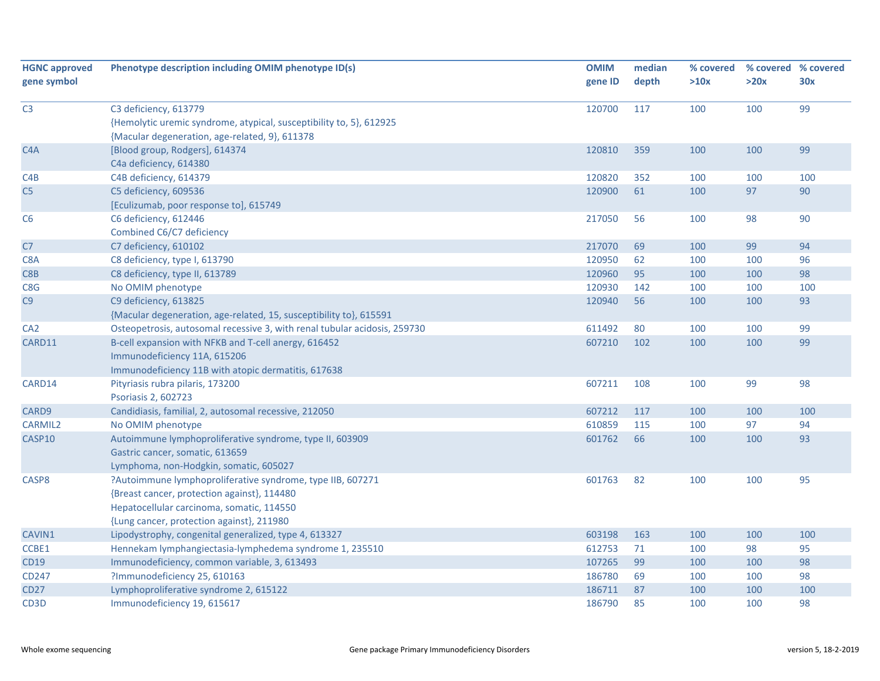| HGNC approved gene symbol | Phenotype description including OMIM phenotype ID(s) | OMIM gene ID | median depth | % covered >10x | % covered >20x | % covered 30x |
|---|---|---|---|---|---|---|
| C3 | C3 deficiency, 613779<br>{Hemolytic uremic syndrome, atypical, susceptibility to, 5}, 612925<br>{Macular degeneration, age-related, 9}, 611378 | 120700 | 117 | 100 | 100 | 99 |
| C4A | [Blood group, Rodgers], 614374<br>C4a deficiency, 614380 | 120810 | 359 | 100 | 100 | 99 |
| C4B | C4B deficiency, 614379 | 120820 | 352 | 100 | 100 | 100 |
| C5 | C5 deficiency, 609536<br>[Eculizumab, poor response to], 615749 | 120900 | 61 | 100 | 97 | 90 |
| C6 | C6 deficiency, 612446<br>Combined C6/C7 deficiency | 217050 | 56 | 100 | 98 | 90 |
| C7 | C7 deficiency, 610102 | 217070 | 69 | 100 | 99 | 94 |
| C8A | C8 deficiency, type I, 613790 | 120950 | 62 | 100 | 100 | 96 |
| C8B | C8 deficiency, type II, 613789 | 120960 | 95 | 100 | 100 | 98 |
| C8G | No OMIM phenotype | 120930 | 142 | 100 | 100 | 100 |
| C9 | C9 deficiency, 613825<br>{Macular degeneration, age-related, 15, susceptibility to}, 615591 | 120940 | 56 | 100 | 100 | 93 |
| CA2 | Osteopetrosis, autosomal recessive 3, with renal tubular acidosis, 259730 | 611492 | 80 | 100 | 100 | 99 |
| CARD11 | B-cell expansion with NFKB and T-cell anergy, 616452<br>Immunodeficiency 11A, 615206<br>Immunodeficiency 11B with atopic dermatitis, 617638 | 607210 | 102 | 100 | 100 | 99 |
| CARD14 | Pityriasis rubra pilaris, 173200<br>Psoriasis 2, 602723 | 607211 | 108 | 100 | 99 | 98 |
| CARD9 | Candidiasis, familial, 2, autosomal recessive, 212050 | 607212 | 117 | 100 | 100 | 100 |
| CARMIL2 | No OMIM phenotype | 610859 | 115 | 100 | 97 | 94 |
| CASP10 | Autoimmune lymphoproliferative syndrome, type II, 603909<br>Gastric cancer, somatic, 613659<br>Lymphoma, non-Hodgkin, somatic, 605027 | 601762 | 66 | 100 | 100 | 93 |
| CASP8 | ?Autoimmune lymphoproliferative syndrome, type IIB, 607271<br>{Breast cancer, protection against}, 114480<br>Hepatocellular carcinoma, somatic, 114550<br>{Lung cancer, protection against}, 211980 | 601763 | 82 | 100 | 100 | 95 |
| CAVIN1 | Lipodystrophy, congenital generalized, type 4, 613327 | 603198 | 163 | 100 | 100 | 100 |
| CCBE1 | Hennekam lymphangiectasia-lymphedema syndrome 1, 235510 | 612753 | 71 | 100 | 98 | 95 |
| CD19 | Immunodeficiency, common variable, 3, 613493 | 107265 | 99 | 100 | 100 | 98 |
| CD247 | ?Immunodeficiency 25, 610163 | 186780 | 69 | 100 | 100 | 98 |
| CD27 | Lymphoproliferative syndrome 2, 615122 | 186711 | 87 | 100 | 100 | 100 |
| CD3D | Immunodeficiency 19, 615617 | 186790 | 85 | 100 | 100 | 98 |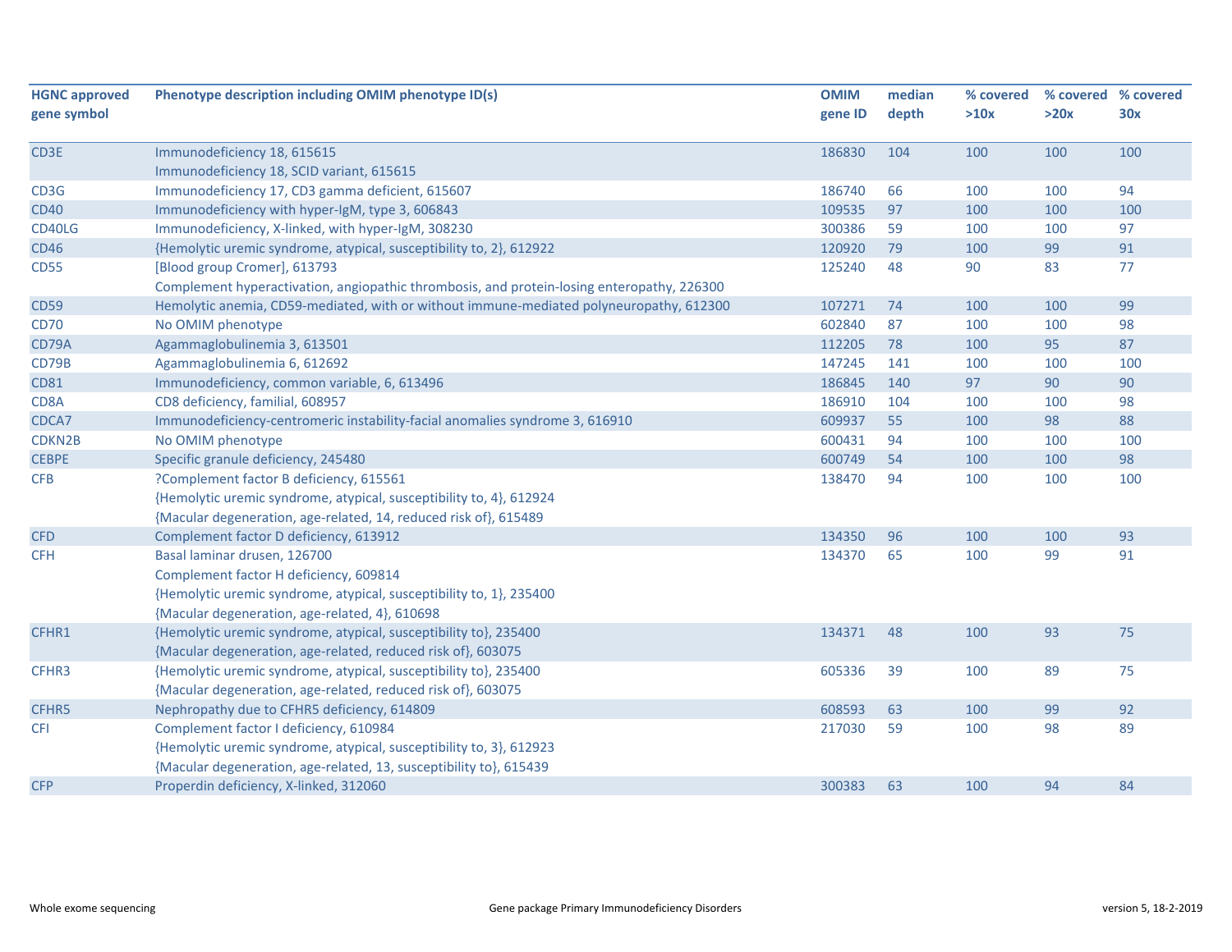| HGNC approved gene symbol | Phenotype description including OMIM phenotype ID(s) | OMIM gene ID | median depth | % covered >10x | % covered >20x | % covered 30x |
|---|---|---|---|---|---|---|
| CD3E | Immunodeficiency 18, 615615<br>Immunodeficiency 18, SCID variant, 615615 | 186830 | 104 | 100 | 100 | 100 |
| CD3G | Immunodeficiency 17, CD3 gamma deficient, 615607 | 186740 | 66 | 100 | 100 | 94 |
| CD40 | Immunodeficiency with hyper-IgM, type 3, 606843 | 109535 | 97 | 100 | 100 | 100 |
| CD40LG | Immunodeficiency, X-linked, with hyper-IgM, 308230 | 300386 | 59 | 100 | 100 | 97 |
| CD46 | {Hemolytic uremic syndrome, atypical, susceptibility to, 2}, 612922 | 120920 | 79 | 100 | 99 | 91 |
| CD55 | [Blood group Cromer], 613793<br>Complement hyperactivation, angiopathic thrombosis, and protein-losing enteropathy, 226300 | 125240 | 48 | 90 | 83 | 77 |
| CD59 | Hemolytic anemia, CD59-mediated, with or without immune-mediated polyneuropathy, 612300 | 107271 | 74 | 100 | 100 | 99 |
| CD70 | No OMIM phenotype | 602840 | 87 | 100 | 100 | 98 |
| CD79A | Agammaglobulinemia 3, 613501 | 112205 | 78 | 100 | 95 | 87 |
| CD79B | Agammaglobulinemia 6, 612692 | 147245 | 141 | 100 | 100 | 100 |
| CD81 | Immunodeficiency, common variable, 6, 613496 | 186845 | 140 | 97 | 90 | 90 |
| CD8A | CD8 deficiency, familial, 608957 | 186910 | 104 | 100 | 100 | 98 |
| CDCA7 | Immunodeficiency-centromeric instability-facial anomalies syndrome 3, 616910 | 609937 | 55 | 100 | 98 | 88 |
| CDKN2B | No OMIM phenotype | 600431 | 94 | 100 | 100 | 100 |
| CEBPE | Specific granule deficiency, 245480 | 600749 | 54 | 100 | 100 | 98 |
| CFB | ?Complement factor B deficiency, 615561<br>{Hemolytic uremic syndrome, atypical, susceptibility to, 4}, 612924<br>{Macular degeneration, age-related, 14, reduced risk of}, 615489 | 138470 | 94 | 100 | 100 | 100 |
| CFD | Complement factor D deficiency, 613912 | 134350 | 96 | 100 | 100 | 93 |
| CFH | Basal laminar drusen, 126700<br>Complement factor H deficiency, 609814<br>{Hemolytic uremic syndrome, atypical, susceptibility to, 1}, 235400<br>{Macular degeneration, age-related, 4}, 610698 | 134370 | 65 | 100 | 99 | 91 |
| CFHR1 | {Hemolytic uremic syndrome, atypical, susceptibility to}, 235400<br>{Macular degeneration, age-related, reduced risk of}, 603075 | 134371 | 48 | 100 | 93 | 75 |
| CFHR3 | {Hemolytic uremic syndrome, atypical, susceptibility to}, 235400<br>{Macular degeneration, age-related, reduced risk of}, 603075 | 605336 | 39 | 100 | 89 | 75 |
| CFHR5 | Nephropathy due to CFHR5 deficiency, 614809 | 608593 | 63 | 100 | 99 | 92 |
| CFI | Complement factor I deficiency, 610984<br>{Hemolytic uremic syndrome, atypical, susceptibility to, 3}, 612923<br>{Macular degeneration, age-related, 13, susceptibility to}, 615439 | 217030 | 59 | 100 | 98 | 89 |
| CFP | Properdin deficiency, X-linked, 312060 | 300383 | 63 | 100 | 94 | 84 |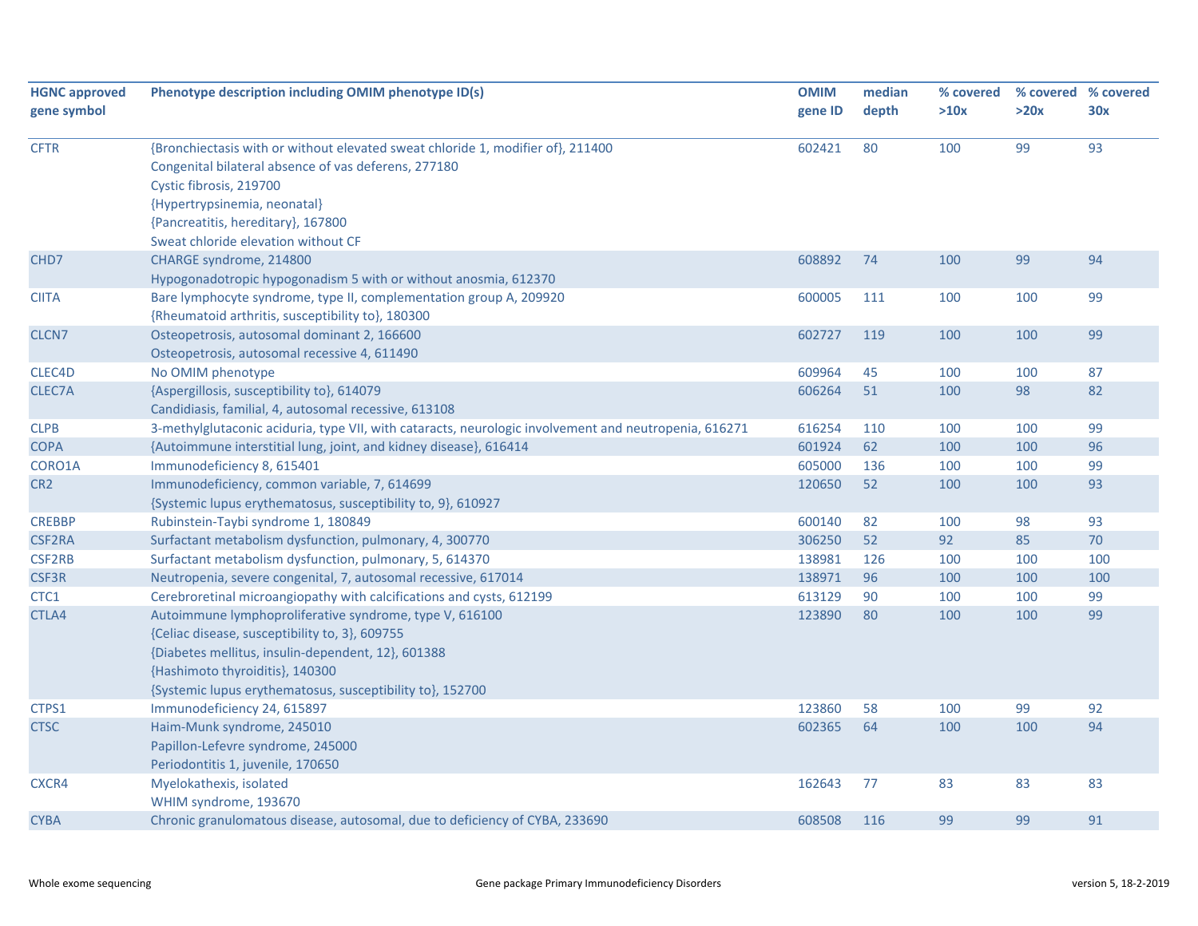| HGNC approved gene symbol | Phenotype description including OMIM phenotype ID(s) | OMIM gene ID | median depth | % covered >10x | % covered >20x | % covered 30x |
|---|---|---|---|---|---|---|
| CFTR | {Bronchiectasis with or without elevated sweat chloride 1, modifier of}, 211400<br>Congenital bilateral absence of vas deferens, 277180<br>Cystic fibrosis, 219700<br>{Hypertrypsinemia, neonatal}<br>{Pancreatitis, hereditary}, 167800<br>Sweat chloride elevation without CF | 602421 | 80 | 100 | 99 | 93 |
| CHD7 | CHARGE syndrome, 214800<br>Hypogonadotropic hypogonadism 5 with or without anosmia, 612370 | 608892 | 74 | 100 | 99 | 94 |
| CIITA | Bare lymphocyte syndrome, type II, complementation group A, 209920<br>{Rheumatoid arthritis, susceptibility to}, 180300 | 600005 | 111 | 100 | 100 | 99 |
| CLCN7 | Osteopetrosis, autosomal dominant 2, 166600<br>Osteopetrosis, autosomal recessive 4, 611490 | 602727 | 119 | 100 | 100 | 99 |
| CLEC4D | No OMIM phenotype | 609964 | 45 | 100 | 100 | 87 |
| CLEC7A | {Aspergillosis, susceptibility to}, 614079<br>Candidiasis, familial, 4, autosomal recessive, 613108 | 606264 | 51 | 100 | 98 | 82 |
| CLPB | 3-methylglutaconic aciduria, type VII, with cataracts, neurologic involvement and neutropenia, 616271 | 616254 | 110 | 100 | 100 | 99 |
| COPA | {Autoimmune interstitial lung, joint, and kidney disease}, 616414 | 601924 | 62 | 100 | 100 | 96 |
| CORO1A | Immunodeficiency 8, 615401 | 605000 | 136 | 100 | 100 | 99 |
| CR2 | Immunodeficiency, common variable, 7, 614699<br>{Systemic lupus erythematosus, susceptibility to, 9}, 610927 | 120650 | 52 | 100 | 100 | 93 |
| CREBBP | Rubinstein-Taybi syndrome 1, 180849 | 600140 | 82 | 100 | 98 | 93 |
| CSF2RA | Surfactant metabolism dysfunction, pulmonary, 4, 300770 | 306250 | 52 | 92 | 85 | 70 |
| CSF2RB | Surfactant metabolism dysfunction, pulmonary, 5, 614370 | 138981 | 126 | 100 | 100 | 100 |
| CSF3R | Neutropenia, severe congenital, 7, autosomal recessive, 617014 | 138971 | 96 | 100 | 100 | 100 |
| CTC1 | Cerebroretinal microangiopathy with calcifications and cysts, 612199 | 613129 | 90 | 100 | 100 | 99 |
| CTLA4 | Autoimmune lymphoproliferative syndrome, type V, 616100<br>{Celiac disease, susceptibility to, 3}, 609755<br>{Diabetes mellitus, insulin-dependent, 12}, 601388<br>{Hashimoto thyroiditis}, 140300<br>{Systemic lupus erythematosus, susceptibility to}, 152700 | 123890 | 80 | 100 | 100 | 99 |
| CTPS1 | Immunodeficiency 24, 615897 | 123860 | 58 | 100 | 99 | 92 |
| CTSC | Haim-Munk syndrome, 245010<br>Papillon-Lefevre syndrome, 245000<br>Periodontitis 1, juvenile, 170650 | 602365 | 64 | 100 | 100 | 94 |
| CXCR4 | Myelokathexis, isolated<br>WHIM syndrome, 193670 | 162643 | 77 | 83 | 83 | 83 |
| CYBA | Chronic granulomatous disease, autosomal, due to deficiency of CYBA, 233690 | 608508 | 116 | 99 | 99 | 91 |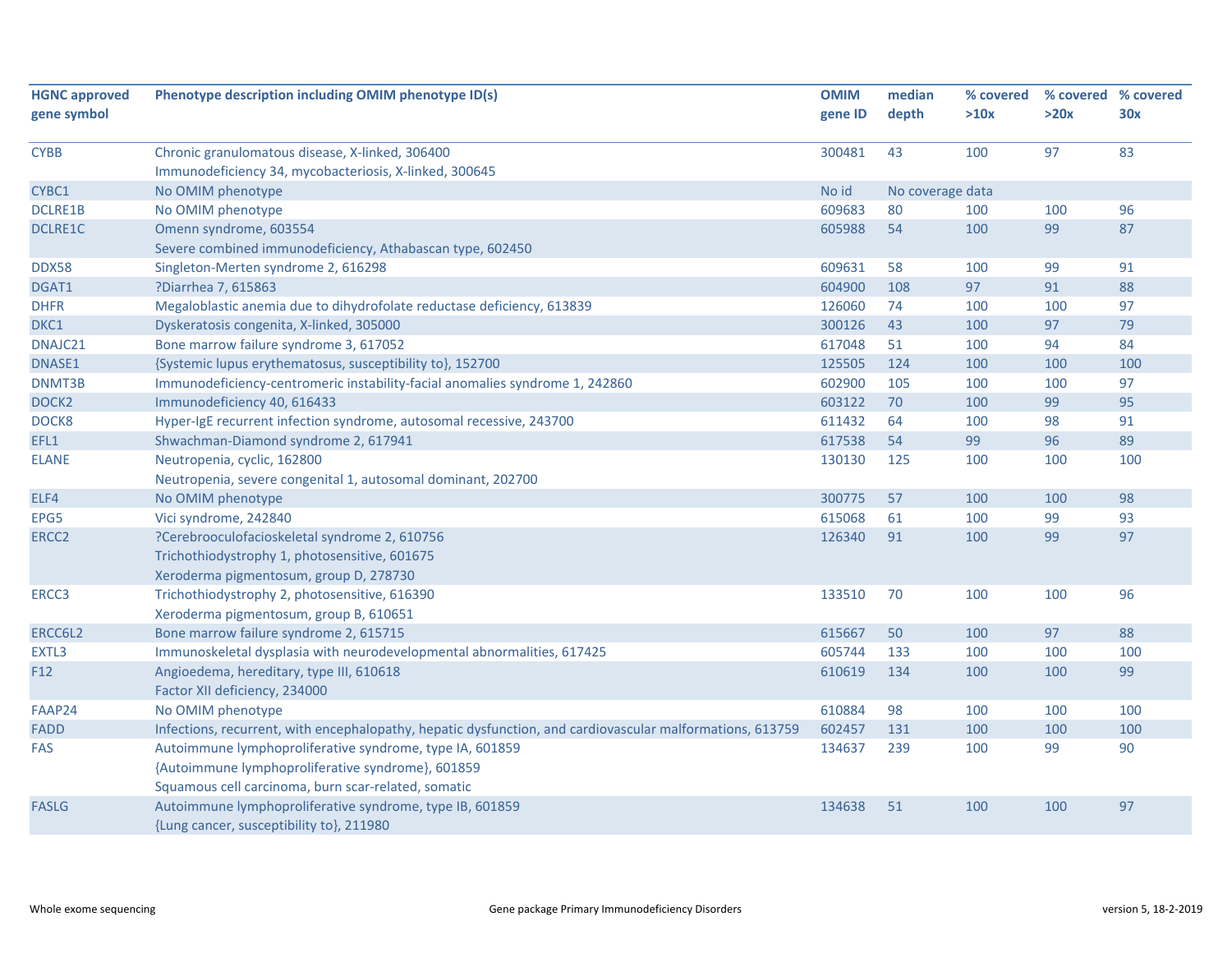| HGNC approved gene symbol | Phenotype description including OMIM phenotype ID(s) | OMIM gene ID | median depth | % covered >10x | % covered >20x | % covered 30x |
|---|---|---|---|---|---|---|
| CYBB | Chronic granulomatous disease, X-linked, 306400<br>Immunodeficiency 34, mycobacteriosis, X-linked, 300645 | 300481 | 43 | 100 | 97 | 83 |
| CYBC1 | No OMIM phenotype | No id | No coverage data | | | |
| DCLRE1B | No OMIM phenotype | 609683 | 80 | 100 | 100 | 96 |
| DCLRE1C | Omenn syndrome, 603554<br>Severe combined immunodeficiency, Athabascan type, 602450 | 605988 | 54 | 100 | 99 | 87 |
| DDX58 | Singleton-Merten syndrome 2, 616298 | 609631 | 58 | 100 | 99 | 91 |
| DGAT1 | ?Diarrhea 7, 615863 | 604900 | 108 | 97 | 91 | 88 |
| DHFR | Megaloblastic anemia due to dihydrofolate reductase deficiency, 613839 | 126060 | 74 | 100 | 100 | 97 |
| DKC1 | Dyskeratosis congenita, X-linked, 305000 | 300126 | 43 | 100 | 97 | 79 |
| DNAJC21 | Bone marrow failure syndrome 3, 617052 | 617048 | 51 | 100 | 94 | 84 |
| DNASE1 | {Systemic lupus erythematosus, susceptibility to}, 152700 | 125505 | 124 | 100 | 100 | 100 |
| DNMT3B | Immunodeficiency-centromeric instability-facial anomalies syndrome 1, 242860 | 602900 | 105 | 100 | 100 | 97 |
| DOCK2 | Immunodeficiency 40, 616433 | 603122 | 70 | 100 | 99 | 95 |
| DOCK8 | Hyper-IgE recurrent infection syndrome, autosomal recessive, 243700 | 611432 | 64 | 100 | 98 | 91 |
| EFL1 | Shwachman-Diamond syndrome 2, 617941 | 617538 | 54 | 99 | 96 | 89 |
| ELANE | Neutropenia, cyclic, 162800<br>Neutropenia, severe congenital 1, autosomal dominant, 202700 | 130130 | 125 | 100 | 100 | 100 |
| ELF4 | No OMIM phenotype | 300775 | 57 | 100 | 100 | 98 |
| EPG5 | Vici syndrome, 242840 | 615068 | 61 | 100 | 99 | 93 |
| ERCC2 | ?Cerebrooculofacioskeletal syndrome 2, 610756<br>Trichothiodystrophy 1, photosensitive, 601675<br>Xeroderma pigmentosum, group D, 278730 | 126340 | 91 | 100 | 99 | 97 |
| ERCC3 | Trichothiodystrophy 2, photosensitive, 616390<br>Xeroderma pigmentosum, group B, 610651 | 133510 | 70 | 100 | 100 | 96 |
| ERCC6L2 | Bone marrow failure syndrome 2, 615715 | 615667 | 50 | 100 | 97 | 88 |
| EXTL3 | Immunoskeletal dysplasia with neurodevelopmental abnormalities, 617425 | 605744 | 133 | 100 | 100 | 100 |
| F12 | Angioedema, hereditary, type III, 610618<br>Factor XII deficiency, 234000 | 610619 | 134 | 100 | 100 | 99 |
| FAAP24 | No OMIM phenotype | 610884 | 98 | 100 | 100 | 100 |
| FADD | Infections, recurrent, with encephalopathy, hepatic dysfunction, and cardiovascular malformations, 613759 | 602457 | 131 | 100 | 100 | 100 |
| FAS | Autoimmune lymphoproliferative syndrome, type IA, 601859<br>{Autoimmune lymphoproliferative syndrome}, 601859<br>Squamous cell carcinoma, burn scar-related, somatic | 134637 | 239 | 100 | 99 | 90 |
| FASLG | Autoimmune lymphoproliferative syndrome, type IB, 601859<br>{Lung cancer, susceptibility to}, 211980 | 134638 | 51 | 100 | 100 | 97 |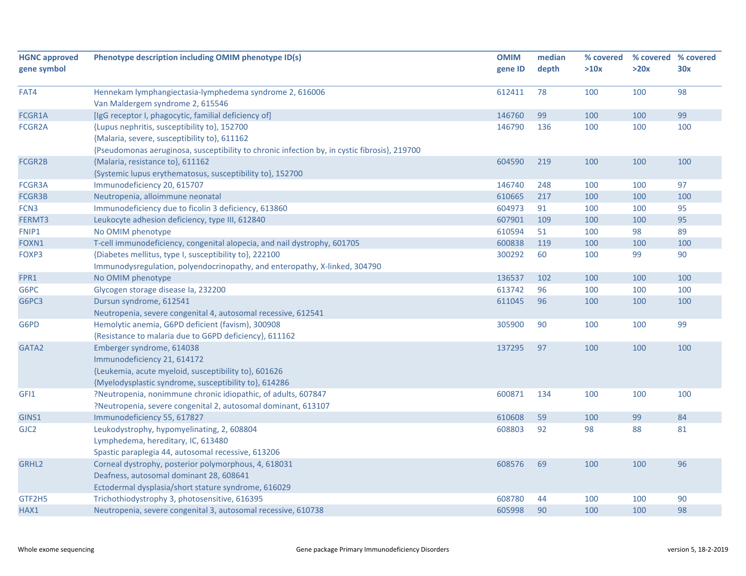| HGNC approved gene symbol | Phenotype description including OMIM phenotype ID(s) | OMIM gene ID | median depth | % covered >10x | % covered >20x | % covered 30x |
|---|---|---|---|---|---|---|
| FAT4 | Hennekam lymphangiectasia-lymphedema syndrome 2, 616006<br>Van Maldergem syndrome 2, 615546 | 612411 | 78 | 100 | 100 | 98 |
| FCGR1A | [IgG receptor I, phagocytic, familial deficiency of] | 146760 | 99 | 100 | 100 | 99 |
| FCGR2A | {Lupus nephritis, susceptibility to}, 152700<br>{Malaria, severe, susceptibility to}, 611162<br>{Pseudomonas aeruginosa, susceptibility to chronic infection by, in cystic fibrosis}, 219700 | 146790 | 136 | 100 | 100 | 100 |
| FCGR2B | {Malaria, resistance to}, 611162<br>{Systemic lupus erythematosus, susceptibility to}, 152700 | 604590 | 219 | 100 | 100 | 100 |
| FCGR3A | Immunodeficiency 20, 615707 | 146740 | 248 | 100 | 100 | 97 |
| FCGR3B | Neutropenia, alloimmune neonatal | 610665 | 217 | 100 | 100 | 100 |
| FCN3 | Immunodeficiency due to ficolin 3 deficiency, 613860 | 604973 | 91 | 100 | 100 | 95 |
| FERMT3 | Leukocyte adhesion deficiency, type III, 612840 | 607901 | 109 | 100 | 100 | 95 |
| FNIP1 | No OMIM phenotype | 610594 | 51 | 100 | 98 | 89 |
| FOXN1 | T-cell immunodeficiency, congenital alopecia, and nail dystrophy, 601705 | 600838 | 119 | 100 | 100 | 100 |
| FOXP3 | {Diabetes mellitus, type I, susceptibility to}, 222100<br>Immunodysregulation, polyendocrinopathy, and enteropathy, X-linked, 304790 | 300292 | 60 | 100 | 99 | 90 |
| FPR1 | No OMIM phenotype | 136537 | 102 | 100 | 100 | 100 |
| G6PC | Glycogen storage disease Ia, 232200 | 613742 | 96 | 100 | 100 | 100 |
| G6PC3 | Dursun syndrome, 612541<br>Neutropenia, severe congenital 4, autosomal recessive, 612541 | 611045 | 96 | 100 | 100 | 100 |
| G6PD | Hemolytic anemia, G6PD deficient (favism), 300908<br>{Resistance to malaria due to G6PD deficiency}, 611162 | 305900 | 90 | 100 | 100 | 99 |
| GATA2 | Emberger syndrome, 614038<br>Immunodeficiency 21, 614172<br>{Leukemia, acute myeloid, susceptibility to}, 601626<br>{Myelodysplastic syndrome, susceptibility to}, 614286 | 137295 | 97 | 100 | 100 | 100 |
| GFI1 | ?Neutropenia, nonimmune chronic idiopathic, of adults, 607847<br>?Neutropenia, severe congenital 2, autosomal dominant, 613107 | 600871 | 134 | 100 | 100 | 100 |
| GINS1 | Immunodeficiency 55, 617827 | 610608 | 59 | 100 | 99 | 84 |
| GJC2 | Leukodystrophy, hypomyelinating, 2, 608804<br>Lymphedema, hereditary, IC, 613480<br>Spastic paraplegia 44, autosomal recessive, 613206 | 608803 | 92 | 98 | 88 | 81 |
| GRHL2 | Corneal dystrophy, posterior polymorphous, 4, 618031<br>Deafness, autosomal dominant 28, 608641<br>Ectodermal dysplasia/short stature syndrome, 616029 | 608576 | 69 | 100 | 100 | 96 |
| GTF2H5 | Trichothiodystrophy 3, photosensitive, 616395 | 608780 | 44 | 100 | 100 | 90 |
| HAX1 | Neutropenia, severe congenital 3, autosomal recessive, 610738 | 605998 | 90 | 100 | 100 | 98 |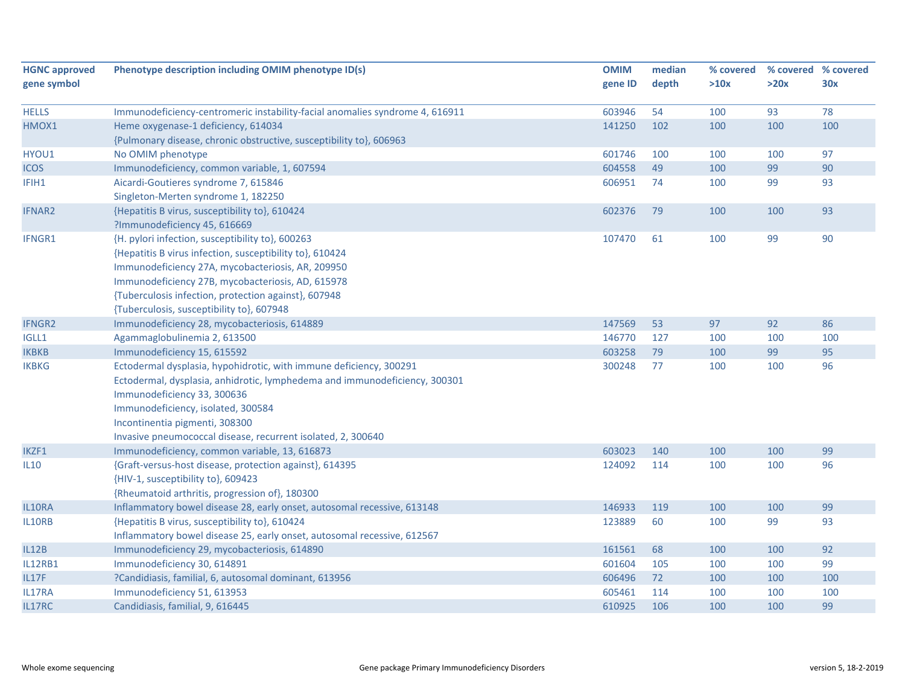| HGNC approved gene symbol | Phenotype description including OMIM phenotype ID(s) | OMIM gene ID | median depth | % covered >10x | % covered >20x | % covered 30x |
|---|---|---|---|---|---|---|
| HELLS | Immunodeficiency-centromeric instability-facial anomalies syndrome 4, 616911 | 603946 | 54 | 100 | 93 | 78 |
| HMOX1 | Heme oxygenase-1 deficiency, 614034<br>{Pulmonary disease, chronic obstructive, susceptibility to}, 606963 | 141250 | 102 | 100 | 100 | 100 |
| HYOU1 | No OMIM phenotype | 601746 | 100 | 100 | 100 | 97 |
| ICOS | Immunodeficiency, common variable, 1, 607594 | 604558 | 49 | 100 | 99 | 90 |
| IFIH1 | Aicardi-Goutieres syndrome 7, 615846<br>Singleton-Merten syndrome 1, 182250 | 606951 | 74 | 100 | 99 | 93 |
| IFNAR2 | {Hepatitis B virus, susceptibility to}, 610424<br>?Immunodeficiency 45, 616669 | 602376 | 79 | 100 | 100 | 93 |
| IFNGR1 | {H. pylori infection, susceptibility to}, 600263<br>{Hepatitis B virus infection, susceptibility to}, 610424<br>Immunodeficiency 27A, mycobacteriosis, AR, 209950<br>Immunodeficiency 27B, mycobacteriosis, AD, 615978<br>{Tuberculosis infection, protection against}, 607948<br>{Tuberculosis, susceptibility to}, 607948 | 107470 | 61 | 100 | 99 | 90 |
| IFNGR2 | Immunodeficiency 28, mycobacteriosis, 614889 | 147569 | 53 | 97 | 92 | 86 |
| IGLL1 | Agammaglobulinemia 2, 613500 | 146770 | 127 | 100 | 100 | 100 |
| IKBKB | Immunodeficiency 15, 615592 | 603258 | 79 | 100 | 99 | 95 |
| IKBKG | Ectodermal dysplasia, hypohidrotic, with immune deficiency, 300291<br>Ectodermal, dysplasia, anhidrotic, lymphedema and immunodeficiency, 300301<br>Immunodeficiency 33, 300636<br>Immunodeficiency, isolated, 300584<br>Incontinentia pigmenti, 308300<br>Invasive pneumococcal disease, recurrent isolated, 2, 300640 | 300248 | 77 | 100 | 100 | 96 |
| IKZF1 | Immunodeficiency, common variable, 13, 616873 | 603023 | 140 | 100 | 100 | 99 |
| IL10 | {Graft-versus-host disease, protection against}, 614395<br>{HIV-1, susceptibility to}, 609423<br>{Rheumatoid arthritis, progression of}, 180300 | 124092 | 114 | 100 | 100 | 96 |
| IL10RA | Inflammatory bowel disease 28, early onset, autosomal recessive, 613148 | 146933 | 119 | 100 | 100 | 99 |
| IL10RB | {Hepatitis B virus, susceptibility to}, 610424<br>Inflammatory bowel disease 25, early onset, autosomal recessive, 612567 | 123889 | 60 | 100 | 99 | 93 |
| IL12B | Immunodeficiency 29, mycobacteriosis, 614890 | 161561 | 68 | 100 | 100 | 92 |
| IL12RB1 | Immunodeficiency 30, 614891 | 601604 | 105 | 100 | 100 | 99 |
| IL17F | ?Candidiasis, familial, 6, autosomal dominant, 613956 | 606496 | 72 | 100 | 100 | 100 |
| IL17RA | Immunodeficiency 51, 613953 | 605461 | 114 | 100 | 100 | 100 |
| IL17RC | Candidiasis, familial, 9, 616445 | 610925 | 106 | 100 | 100 | 99 |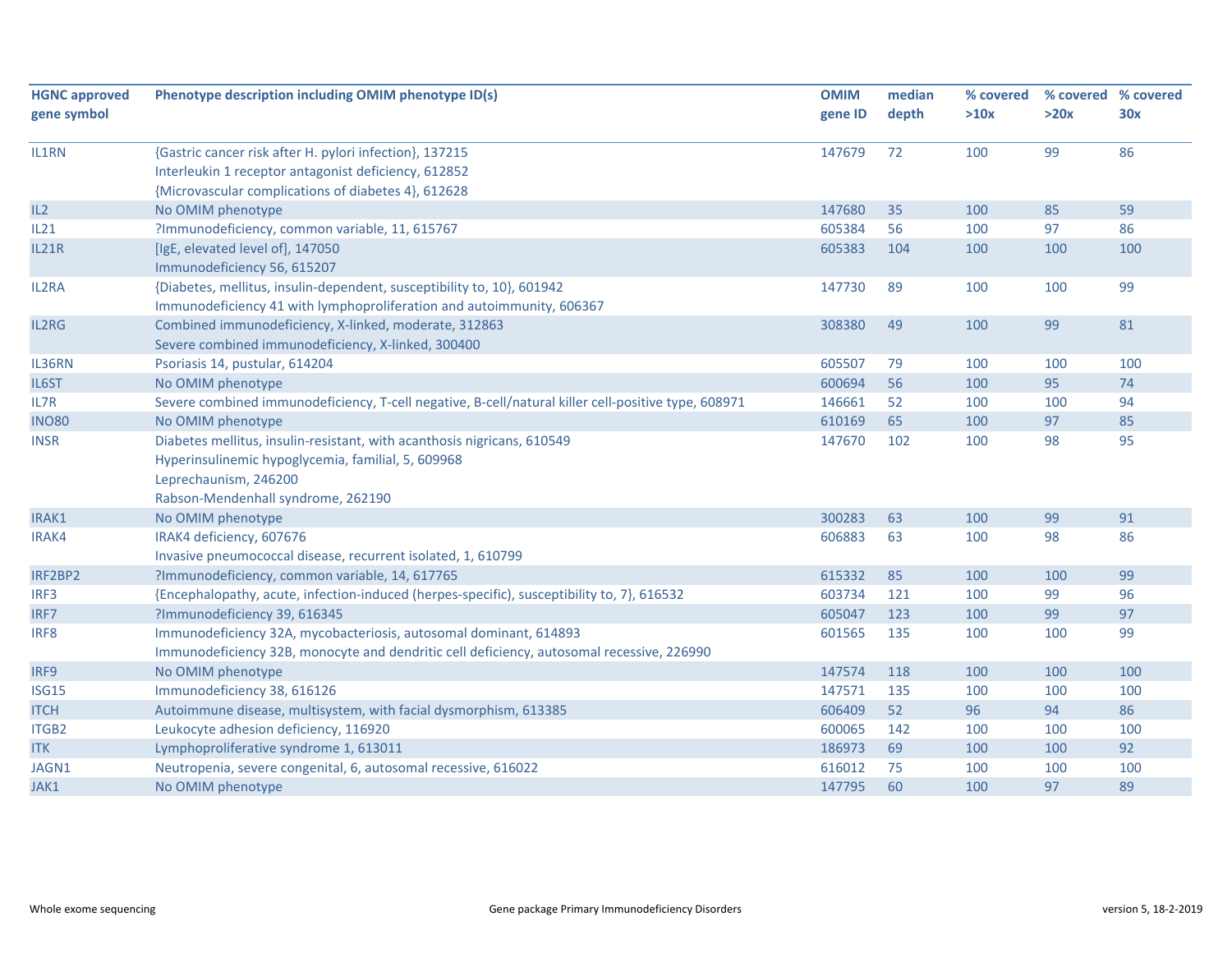| HGNC approved gene symbol | Phenotype description including OMIM phenotype ID(s) | OMIM gene ID | median depth | % covered >10x | % covered >20x | % covered 30x |
|---|---|---|---|---|---|---|
| IL1RN | {Gastric cancer risk after H. pylori infection}, 137215<br>Interleukin 1 receptor antagonist deficiency, 612852<br>{Microvascular complications of diabetes 4}, 612628 | 147679 | 72 | 100 | 99 | 86 |
| IL2 | No OMIM phenotype | 147680 | 35 | 100 | 85 | 59 |
| IL21 | ?Immunodeficiency, common variable, 11, 615767 | 605384 | 56 | 100 | 97 | 86 |
| IL21R | [IgE, elevated level of], 147050<br>Immunodeficiency 56, 615207 | 605383 | 104 | 100 | 100 | 100 |
| IL2RA | {Diabetes, mellitus, insulin-dependent, susceptibility to, 10}, 601942<br>Immunodeficiency 41 with lymphoproliferation and autoimmunity, 606367 | 147730 | 89 | 100 | 100 | 99 |
| IL2RG | Combined immunodeficiency, X-linked, moderate, 312863<br>Severe combined immunodeficiency, X-linked, 300400 | 308380 | 49 | 100 | 99 | 81 |
| IL36RN | Psoriasis 14, pustular, 614204 | 605507 | 79 | 100 | 100 | 100 |
| IL6ST | No OMIM phenotype | 600694 | 56 | 100 | 95 | 74 |
| IL7R | Severe combined immunodeficiency, T-cell negative, B-cell/natural killer cell-positive type, 608971 | 146661 | 52 | 100 | 100 | 94 |
| INO80 | No OMIM phenotype | 610169 | 65 | 100 | 97 | 85 |
| INSR | Diabetes mellitus, insulin-resistant, with acanthosis nigricans, 610549<br>Hyperinsulinemic hypoglycemia, familial, 5, 609968<br>Leprechaunism, 246200<br>Rabson-Mendenhall syndrome, 262190 | 147670 | 102 | 100 | 98 | 95 |
| IRAK1 | No OMIM phenotype | 300283 | 63 | 100 | 99 | 91 |
| IRAK4 | IRAK4 deficiency, 607676<br>Invasive pneumococcal disease, recurrent isolated, 1, 610799 | 606883 | 63 | 100 | 98 | 86 |
| IRF2BP2 | ?Immunodeficiency, common variable, 14, 617765 | 615332 | 85 | 100 | 100 | 99 |
| IRF3 | {Encephalopathy, acute, infection-induced (herpes-specific), susceptibility to, 7}, 616532 | 603734 | 121 | 100 | 99 | 96 |
| IRF7 | ?Immunodeficiency 39, 616345 | 605047 | 123 | 100 | 99 | 97 |
| IRF8 | Immunodeficiency 32A, mycobacteriosis, autosomal dominant, 614893<br>Immunodeficiency 32B, monocyte and dendritic cell deficiency, autosomal recessive, 226990 | 601565 | 135 | 100 | 100 | 99 |
| IRF9 | No OMIM phenotype | 147574 | 118 | 100 | 100 | 100 |
| ISG15 | Immunodeficiency 38, 616126 | 147571 | 135 | 100 | 100 | 100 |
| ITCH | Autoimmune disease, multisystem, with facial dysmorphism, 613385 | 606409 | 52 | 96 | 94 | 86 |
| ITGB2 | Leukocyte adhesion deficiency, 116920 | 600065 | 142 | 100 | 100 | 100 |
| ITK | Lymphoproliferative syndrome 1, 613011 | 186973 | 69 | 100 | 100 | 92 |
| JAGN1 | Neutropenia, severe congenital, 6, autosomal recessive, 616022 | 616012 | 75 | 100 | 100 | 100 |
| JAK1 | No OMIM phenotype | 147795 | 60 | 100 | 97 | 89 |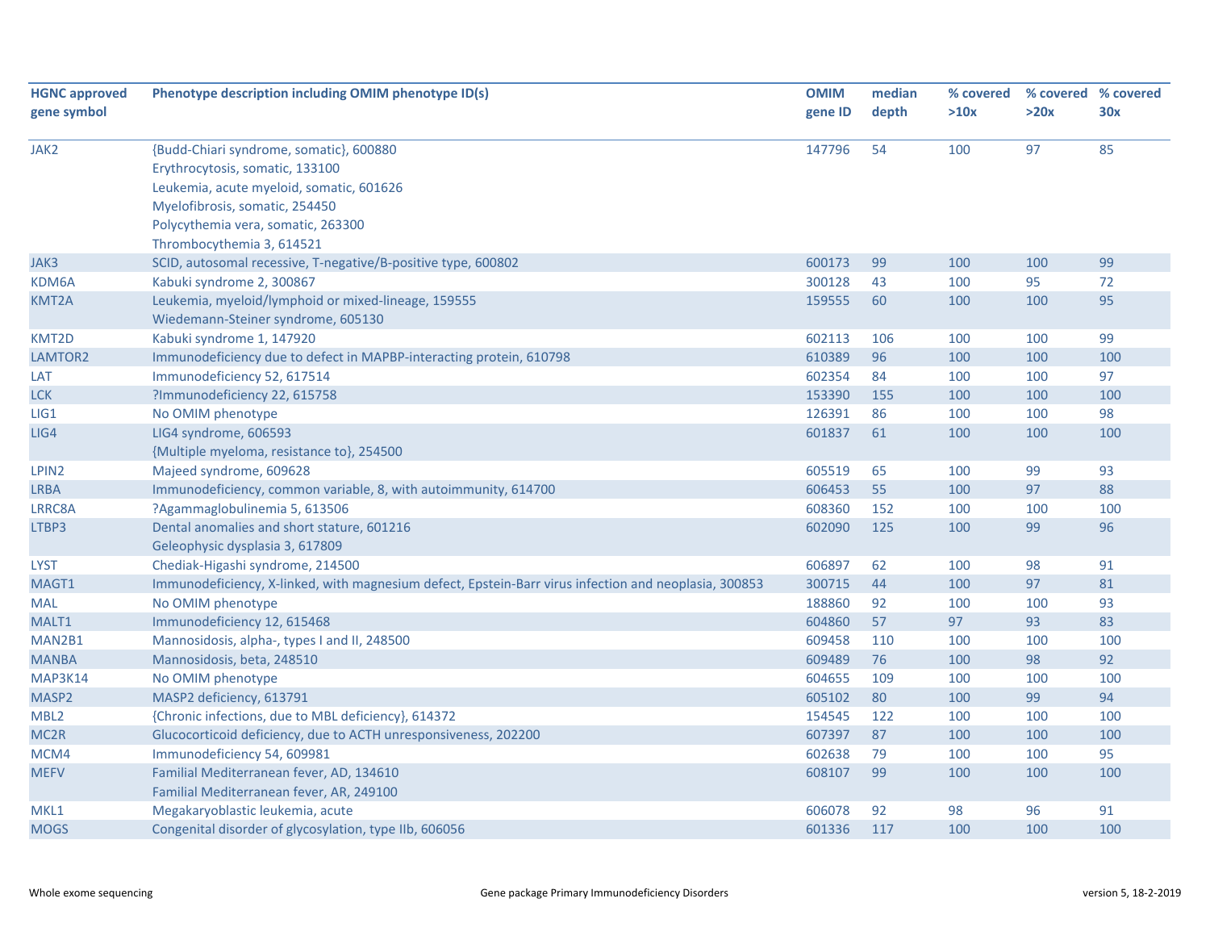| HGNC approved gene symbol | Phenotype description including OMIM phenotype ID(s) | OMIM gene ID | median depth | % covered >10x | % covered >20x | % covered 30x |
|---|---|---|---|---|---|---|
| JAK2 | {Budd-Chiari syndrome, somatic}, 600880<br>Erythrocytosis, somatic, 133100<br>Leukemia, acute myeloid, somatic, 601626<br>Myelofibrosis, somatic, 254450<br>Polycythemia vera, somatic, 263300<br>Thrombocythemia 3, 614521 | 147796 | 54 | 100 | 97 | 85 |
| JAK3 | SCID, autosomal recessive, T-negative/B-positive type, 600802 | 600173 | 99 | 100 | 100 | 99 |
| KDM6A | Kabuki syndrome 2, 300867 | 300128 | 43 | 100 | 95 | 72 |
| KMT2A | Leukemia, myeloid/lymphoid or mixed-lineage, 159555<br>Wiedemann-Steiner syndrome, 605130 | 159555 | 60 | 100 | 100 | 95 |
| KMT2D | Kabuki syndrome 1, 147920 | 602113 | 106 | 100 | 100 | 99 |
| LAMTOR2 | Immunodeficiency due to defect in MAPBP-interacting protein, 610798 | 610389 | 96 | 100 | 100 | 100 |
| LAT | Immunodeficiency 52, 617514 | 602354 | 84 | 100 | 100 | 97 |
| LCK | ?Immunodeficiency 22, 615758 | 153390 | 155 | 100 | 100 | 100 |
| LIG1 | No OMIM phenotype | 126391 | 86 | 100 | 100 | 98 |
| LIG4 | LIG4 syndrome, 606593<br>{Multiple myeloma, resistance to}, 254500 | 601837 | 61 | 100 | 100 | 100 |
| LPIN2 | Majeed syndrome, 609628 | 605519 | 65 | 100 | 99 | 93 |
| LRBA | Immunodeficiency, common variable, 8, with autoimmunity, 614700 | 606453 | 55 | 100 | 97 | 88 |
| LRRC8A | ?Agammaglobulinemia 5, 613506 | 608360 | 152 | 100 | 100 | 100 |
| LTBP3 | Dental anomalies and short stature, 601216<br>Geleophysic dysplasia 3, 617809 | 602090 | 125 | 100 | 99 | 96 |
| LYST | Chediak-Higashi syndrome, 214500 | 606897 | 62 | 100 | 98 | 91 |
| MAGT1 | Immunodeficiency, X-linked, with magnesium defect, Epstein-Barr virus infection and neoplasia, 300853 | 300715 | 44 | 100 | 97 | 81 |
| MAL | No OMIM phenotype | 188860 | 92 | 100 | 100 | 93 |
| MALT1 | Immunodeficiency 12, 615468 | 604860 | 57 | 97 | 93 | 83 |
| MAN2B1 | Mannosidosis, alpha-, types I and II, 248500 | 609458 | 110 | 100 | 100 | 100 |
| MANBA | Mannosidosis, beta, 248510 | 609489 | 76 | 100 | 98 | 92 |
| MAP3K14 | No OMIM phenotype | 604655 | 109 | 100 | 100 | 100 |
| MASP2 | MASP2 deficiency, 613791 | 605102 | 80 | 100 | 99 | 94 |
| MBL2 | {Chronic infections, due to MBL deficiency}, 614372 | 154545 | 122 | 100 | 100 | 100 |
| MC2R | Glucocorticoid deficiency, due to ACTH unresponsiveness, 202200 | 607397 | 87 | 100 | 100 | 100 |
| MCM4 | Immunodeficiency 54, 609981 | 602638 | 79 | 100 | 100 | 95 |
| MEFV | Familial Mediterranean fever, AD, 134610<br>Familial Mediterranean fever, AR, 249100 | 608107 | 99 | 100 | 100 | 100 |
| MKL1 | Megakaryoblastic leukemia, acute | 606078 | 92 | 98 | 96 | 91 |
| MOGS | Congenital disorder of glycosylation, type IIb, 606056 | 601336 | 117 | 100 | 100 | 100 |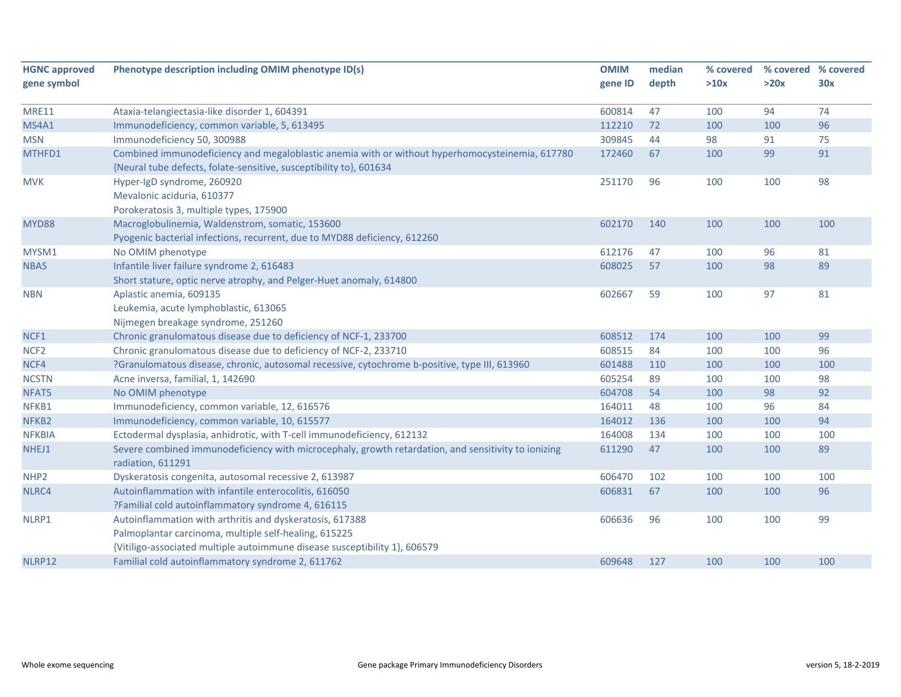| HGNC approved gene symbol | Phenotype description including OMIM phenotype ID(s) | OMIM gene ID | median depth | % covered >10x | % covered >20x | % covered 30x |
|---|---|---|---|---|---|---|
| MRE11 | Ataxia-telangiectasia-like disorder 1, 604391 | 600814 | 47 | 100 | 94 | 74 |
| MS4A1 | Immunodeficiency, common variable, 5, 613495 | 112210 | 72 | 100 | 100 | 96 |
| MSN | Immunodeficiency 50, 300988 | 309845 | 44 | 98 | 91 | 75 |
| MTHFD1 | Combined immunodeficiency and megaloblastic anemia with or without hyperhomocysteinemia, 617780<br>{Neural tube defects, folate-sensitive, susceptibility to}, 601634 | 172460 | 67 | 100 | 99 | 91 |
| MVK | Hyper-IgD syndrome, 260920<br>Mevalonic aciduria, 610377<br>Porokeratosis 3, multiple types, 175900 | 251170 | 96 | 100 | 100 | 98 |
| MYD88 | Macroglobulinemia, Waldenstrom, somatic, 153600<br>Pyogenic bacterial infections, recurrent, due to MYD88 deficiency, 612260 | 602170 | 140 | 100 | 100 | 100 |
| MYSM1 | No OMIM phenotype | 612176 | 47 | 100 | 96 | 81 |
| NBAS | Infantile liver failure syndrome 2, 616483<br>Short stature, optic nerve atrophy, and Pelger-Huet anomaly, 614800 | 608025 | 57 | 100 | 98 | 89 |
| NBN | Aplastic anemia, 609135<br>Leukemia, acute lymphoblastic, 613065<br>Nijmegen breakage syndrome, 251260 | 602667 | 59 | 100 | 97 | 81 |
| NCF1 | Chronic granulomatous disease due to deficiency of NCF-1, 233700 | 608512 | 174 | 100 | 100 | 99 |
| NCF2 | Chronic granulomatous disease due to deficiency of NCF-2, 233710 | 608515 | 84 | 100 | 100 | 96 |
| NCF4 | ?Granulomatous disease, chronic, autosomal recessive, cytochrome b-positive, type III, 613960 | 601488 | 110 | 100 | 100 | 100 |
| NCSTN | Acne inversa, familial, 1, 142690 | 605254 | 89 | 100 | 100 | 98 |
| NFAT5 | No OMIM phenotype | 604708 | 54 | 100 | 98 | 92 |
| NFKB1 | Immunodeficiency, common variable, 12, 616576 | 164011 | 48 | 100 | 96 | 84 |
| NFKB2 | Immunodeficiency, common variable, 10, 615577 | 164012 | 136 | 100 | 100 | 94 |
| NFKBIA | Ectodermal dysplasia, anhidrotic, with T-cell immunodeficiency, 612132 | 164008 | 134 | 100 | 100 | 100 |
| NHEJ1 | Severe combined immunodeficiency with microcephaly, growth retardation, and sensitivity to ionizing radiation, 611291 | 611290 | 47 | 100 | 100 | 89 |
| NHP2 | Dyskeratosis congenita, autosomal recessive 2, 613987 | 606470 | 102 | 100 | 100 | 100 |
| NLRC4 | Autoinflammation with infantile enterocolitis, 616050<br>?Familial cold autoinflammatory syndrome 4, 616115 | 606831 | 67 | 100 | 100 | 96 |
| NLRP1 | Autoinflammation with arthritis and dyskeratosis, 617388<br>Palmoplantar carcinoma, multiple self-healing, 615225<br>{Vitiligo-associated multiple autoimmune disease susceptibility 1}, 606579 | 606636 | 96 | 100 | 100 | 99 |
| NLRP12 | Familial cold autoinflammatory syndrome 2, 611762 | 609648 | 127 | 100 | 100 | 100 |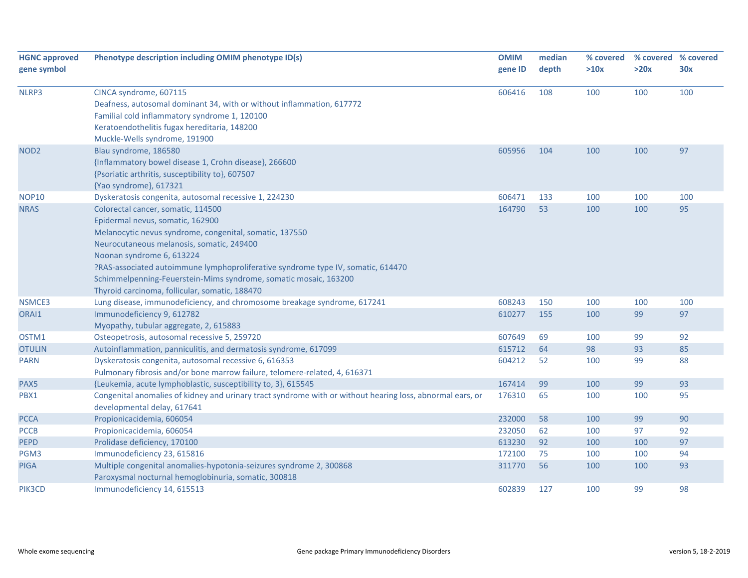| HGNC approved gene symbol | Phenotype description including OMIM phenotype ID(s) | OMIM gene ID | median depth | % covered >10x | % covered >20x | % covered 30x |
|---|---|---|---|---|---|---|
| NLRP3 | CINCA syndrome, 607115<br>Deafness, autosomal dominant 34, with or without inflammation, 617772<br>Familial cold inflammatory syndrome 1, 120100<br>Keratoendothelitis fugax hereditaria, 148200<br>Muckle-Wells syndrome, 191900 | 606416 | 108 | 100 | 100 | 100 |
| NOD2 | Blau syndrome, 186580<br>{Inflammatory bowel disease 1, Crohn disease}, 266600<br>{Psoriatic arthritis, susceptibility to}, 607507<br>{Yao syndrome}, 617321 | 605956 | 104 | 100 | 100 | 97 |
| NOP10 | Dyskeratosis congenita, autosomal recessive 1, 224230 | 606471 | 133 | 100 | 100 | 100 |
| NRAS | Colorectal cancer, somatic, 114500<br>Epidermal nevus, somatic, 162900<br>Melanocytic nevus syndrome, congenital, somatic, 137550<br>Neurocutaneous melanosis, somatic, 249400<br>Noonan syndrome 6, 613224<br>?RAS-associated autoimmune lymphoproliferative syndrome type IV, somatic, 614470<br>Schimmelpenning-Feuerstein-Mims syndrome, somatic mosaic, 163200<br>Thyroid carcinoma, follicular, somatic, 188470 | 164790 | 53 | 100 | 100 | 95 |
| NSMCE3 | Lung disease, immunodeficiency, and chromosome breakage syndrome, 617241 | 608243 | 150 | 100 | 100 | 100 |
| ORAI1 | Immunodeficiency 9, 612782<br>Myopathy, tubular aggregate, 2, 615883 | 610277 | 155 | 100 | 99 | 97 |
| OSTM1 | Osteopetrosis, autosomal recessive 5, 259720 | 607649 | 69 | 100 | 99 | 92 |
| OTULIN | Autoinflammation, panniculitis, and dermatosis syndrome, 617099 | 615712 | 64 | 98 | 93 | 85 |
| PARN | Dyskeratosis congenita, autosomal recessive 6, 616353<br>Pulmonary fibrosis and/or bone marrow failure, telomere-related, 4, 616371 | 604212 | 52 | 100 | 99 | 88 |
| PAX5 | {Leukemia, acute lymphoblastic, susceptibility to, 3}, 615545 | 167414 | 99 | 100 | 99 | 93 |
| PBX1 | Congenital anomalies of kidney and urinary tract syndrome with or without hearing loss, abnormal ears, or developmental delay, 617641 | 176310 | 65 | 100 | 100 | 95 |
| PCCA | Propionicacidemia, 606054 | 232000 | 58 | 100 | 99 | 90 |
| PCCB | Propionicacidemia, 606054 | 232050 | 62 | 100 | 97 | 92 |
| PEPD | Prolidase deficiency, 170100 | 613230 | 92 | 100 | 100 | 97 |
| PGM3 | Immunodeficiency 23, 615816 | 172100 | 75 | 100 | 100 | 94 |
| PIGA | Multiple congenital anomalies-hypotonia-seizures syndrome 2, 300868<br>Paroxysmal nocturnal hemoglobinuria, somatic, 300818 | 311770 | 56 | 100 | 100 | 93 |
| PIK3CD | Immunodeficiency 14, 615513 | 602839 | 127 | 100 | 99 | 98 |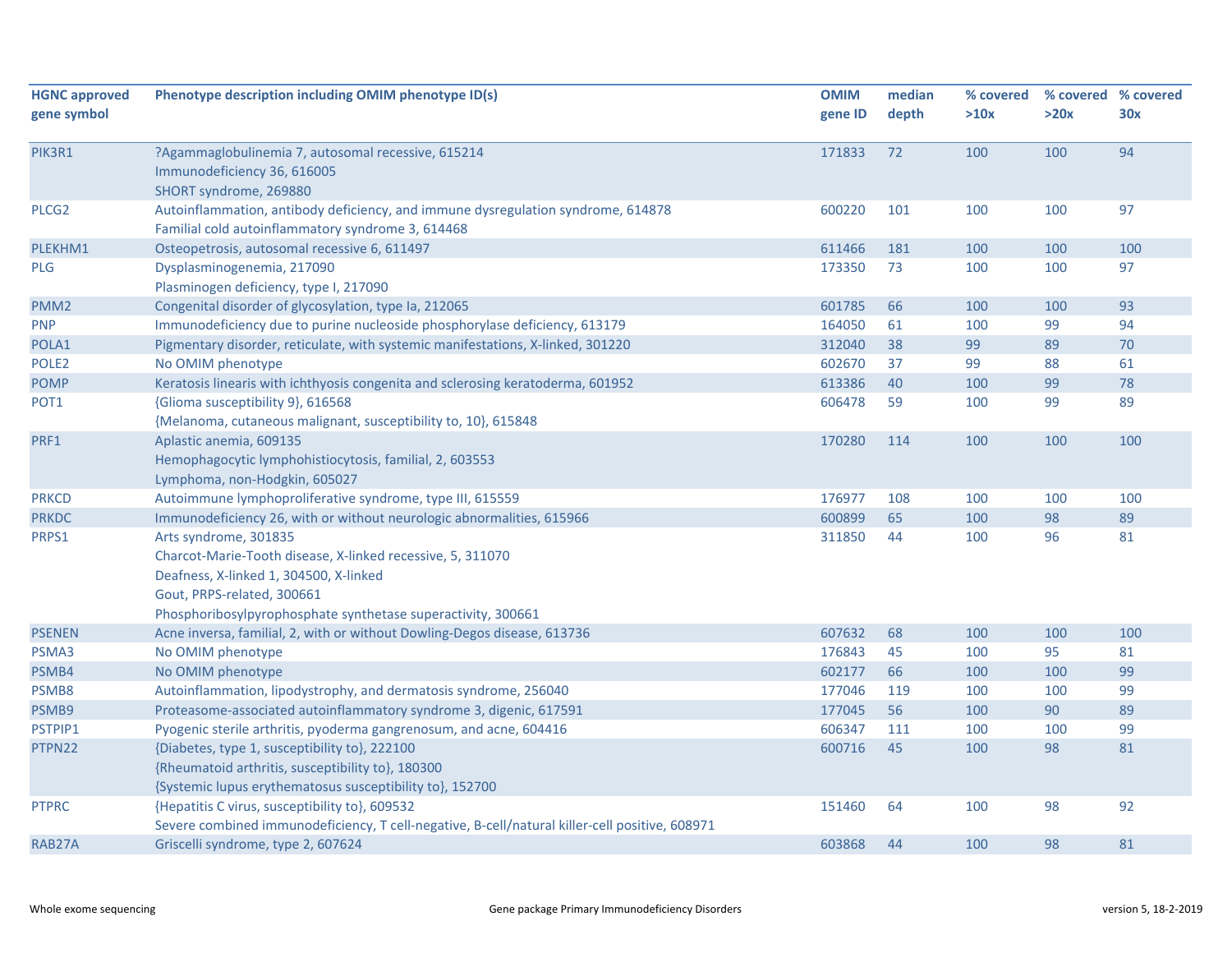| HGNC approved gene symbol | Phenotype description including OMIM phenotype ID(s) | OMIM gene ID | median depth | % covered >10x | % covered >20x | % covered 30x |
|---|---|---|---|---|---|---|
| PIK3R1 | ?Agammaglobulinemia 7, autosomal recessive, 615214<br>Immunodeficiency 36, 616005<br>SHORT syndrome, 269880 | 171833 | 72 | 100 | 100 | 94 |
| PLCG2 | Autoinflammation, antibody deficiency, and immune dysregulation syndrome, 614878<br>Familial cold autoinflammatory syndrome 3, 614468 | 600220 | 101 | 100 | 100 | 97 |
| PLEKHM1 | Osteopetrosis, autosomal recessive 6, 611497 | 611466 | 181 | 100 | 100 | 100 |
| PLG | Dysplasminogenemia, 217090<br>Plasminogen deficiency, type I, 217090 | 173350 | 73 | 100 | 100 | 97 |
| PMM2 | Congenital disorder of glycosylation, type Ia, 212065 | 601785 | 66 | 100 | 100 | 93 |
| PNP | Immunodeficiency due to purine nucleoside phosphorylase deficiency, 613179 | 164050 | 61 | 100 | 99 | 94 |
| POLA1 | Pigmentary disorder, reticulate, with systemic manifestations, X-linked, 301220 | 312040 | 38 | 99 | 89 | 70 |
| POLE2 | No OMIM phenotype | 602670 | 37 | 99 | 88 | 61 |
| POMP | Keratosis linearis with ichthyosis congenita and sclerosing keratoderma, 601952 | 613386 | 40 | 100 | 99 | 78 |
| POT1 | {Glioma susceptibility 9}, 616568<br>{Melanoma, cutaneous malignant, susceptibility to, 10}, 615848 | 606478 | 59 | 100 | 99 | 89 |
| PRF1 | Aplastic anemia, 609135<br>Hemophagocytic lymphohistiocytosis, familial, 2, 603553<br>Lymphoma, non-Hodgkin, 605027 | 170280 | 114 | 100 | 100 | 100 |
| PRKCD | Autoimmune lymphoproliferative syndrome, type III, 615559 | 176977 | 108 | 100 | 100 | 100 |
| PRKDC | Immunodeficiency 26, with or without neurologic abnormalities, 615966 | 600899 | 65 | 100 | 98 | 89 |
| PRPS1 | Arts syndrome, 301835<br>Charcot-Marie-Tooth disease, X-linked recessive, 5, 311070<br>Deafness, X-linked 1, 304500, X-linked<br>Gout, PRPS-related, 300661<br>Phosphoribosylpyrophosphate synthetase superactivity, 300661 | 311850 | 44 | 100 | 96 | 81 |
| PSENEN | Acne inversa, familial, 2, with or without Dowling-Degos disease, 613736 | 607632 | 68 | 100 | 100 | 100 |
| PSMA3 | No OMIM phenotype | 176843 | 45 | 100 | 95 | 81 |
| PSMB4 | No OMIM phenotype | 602177 | 66 | 100 | 100 | 99 |
| PSMB8 | Autoinflammation, lipodystrophy, and dermatosis syndrome, 256040 | 177046 | 119 | 100 | 100 | 99 |
| PSMB9 | Proteasome-associated autoinflammatory syndrome 3, digenic, 617591 | 177045 | 56 | 100 | 90 | 89 |
| PSTPIP1 | Pyogenic sterile arthritis, pyoderma gangrenosum, and acne, 604416 | 606347 | 111 | 100 | 100 | 99 |
| PTPN22 | {Diabetes, type 1, susceptibility to}, 222100<br>{Rheumatoid arthritis, susceptibility to}, 180300<br>{Systemic lupus erythematosus susceptibility to}, 152700 | 600716 | 45 | 100 | 98 | 81 |
| PTPRC | {Hepatitis C virus, susceptibility to}, 609532<br>Severe combined immunodeficiency, T cell-negative, B-cell/natural killer-cell positive, 608971 | 151460 | 64 | 100 | 98 | 92 |
| RAB27A | Griscelli syndrome, type 2, 607624 | 603868 | 44 | 100 | 98 | 81 |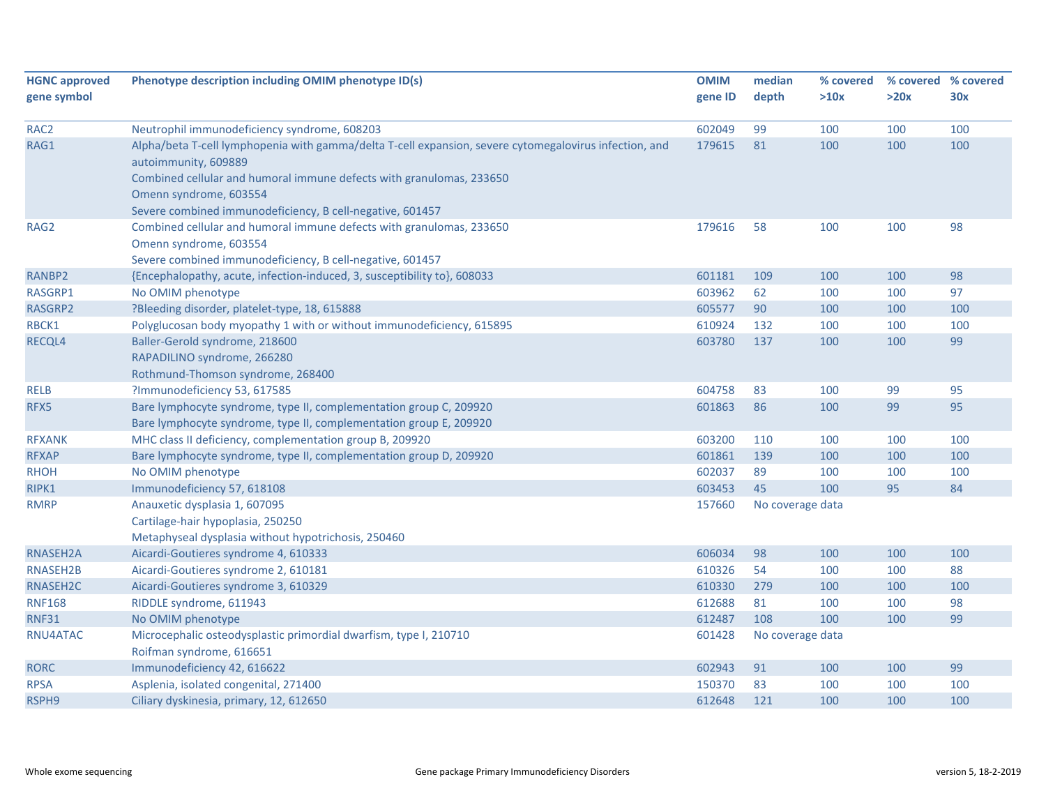| HGNC approved gene symbol | Phenotype description including OMIM phenotype ID(s) | OMIM gene ID | median depth | % covered >10x | % covered >20x | % covered 30x |
|---|---|---|---|---|---|---|
| RAC2 | Neutrophil immunodeficiency syndrome, 608203 | 602049 | 99 | 100 | 100 | 100 |
| RAG1 | Alpha/beta T-cell lymphopenia with gamma/delta T-cell expansion, severe cytomegalovirus infection, and autoimmunity, 609889<br>Combined cellular and humoral immune defects with granulomas, 233650<br>Omenn syndrome, 603554<br>Severe combined immunodeficiency, B cell-negative, 601457 | 179615 | 81 | 100 | 100 | 100 |
| RAG2 | Combined cellular and humoral immune defects with granulomas, 233650<br>Omenn syndrome, 603554<br>Severe combined immunodeficiency, B cell-negative, 601457 | 179616 | 58 | 100 | 100 | 98 |
| RANBP2 | {Encephalopathy, acute, infection-induced, 3, susceptibility to}, 608033 | 601181 | 109 | 100 | 100 | 98 |
| RASGRP1 | No OMIM phenotype | 603962 | 62 | 100 | 100 | 97 |
| RASGRP2 | ?Bleeding disorder, platelet-type, 18, 615888 | 605577 | 90 | 100 | 100 | 100 |
| RBCK1 | Polyglucosan body myopathy 1 with or without immunodeficiency, 615895 | 610924 | 132 | 100 | 100 | 100 |
| RECQL4 | Baller-Gerold syndrome, 218600<br>RAPADILINO syndrome, 266280<br>Rothmund-Thomson syndrome, 268400 | 603780 | 137 | 100 | 100 | 99 |
| RELB | ?Immunodeficiency 53, 617585 | 604758 | 83 | 100 | 99 | 95 |
| RFX5 | Bare lymphocyte syndrome, type II, complementation group C, 209920<br>Bare lymphocyte syndrome, type II, complementation group E, 209920 | 601863 | 86 | 100 | 99 | 95 |
| RFXANK | MHC class II deficiency, complementation group B, 209920 | 603200 | 110 | 100 | 100 | 100 |
| RFXAP | Bare lymphocyte syndrome, type II, complementation group D, 209920 | 601861 | 139 | 100 | 100 | 100 |
| RHOH | No OMIM phenotype | 602037 | 89 | 100 | 100 | 100 |
| RIPK1 | Immunodeficiency 57, 618108 | 603453 | 45 | 100 | 95 | 84 |
| RMRP | Anauxetic dysplasia 1, 607095<br>Cartilage-hair hypoplasia, 250250<br>Metaphyseal dysplasia without hypotrichosis, 250460 | 157660 | No coverage data | | | |
| RNASEH2A | Aicardi-Goutieres syndrome 4, 610333 | 606034 | 98 | 100 | 100 | 100 |
| RNASEH2B | Aicardi-Goutieres syndrome 2, 610181 | 610326 | 54 | 100 | 100 | 88 |
| RNASEH2C | Aicardi-Goutieres syndrome 3, 610329 | 610330 | 279 | 100 | 100 | 100 |
| RNF168 | RIDDLE syndrome, 611943 | 612688 | 81 | 100 | 100 | 98 |
| RNF31 | No OMIM phenotype | 612487 | 108 | 100 | 100 | 99 |
| RNU4ATAC | Microcephalic osteodysplastic primordial dwarfism, type I, 210710<br>Roifman syndrome, 616651 | 601428 | No coverage data | | | |
| RORC | Immunodeficiency 42, 616622 | 602943 | 91 | 100 | 100 | 99 |
| RPSA | Asplenia, isolated congenital, 271400 | 150370 | 83 | 100 | 100 | 100 |
| RSPH9 | Ciliary dyskinesia, primary, 12, 612650 | 612648 | 121 | 100 | 100 | 100 |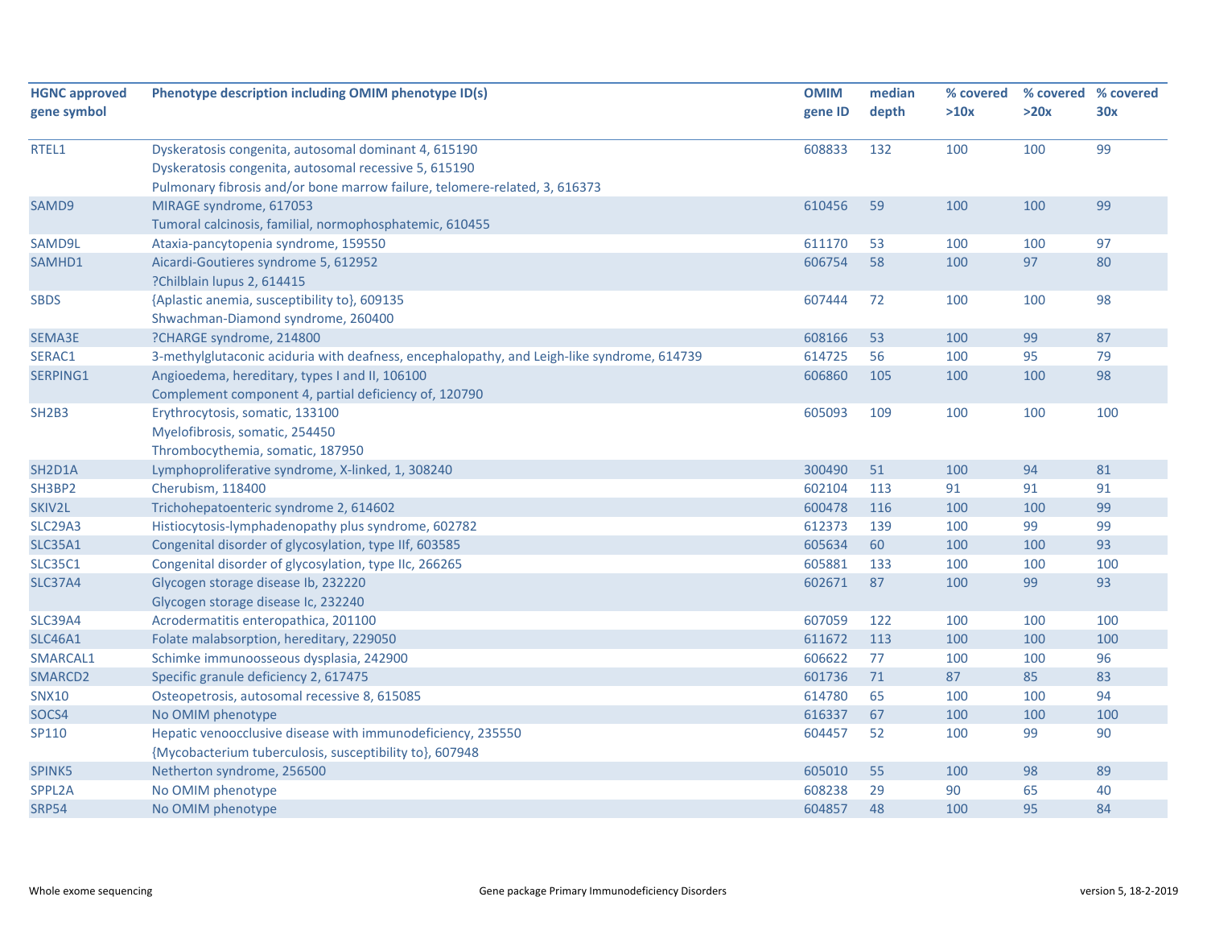| HGNC approved gene symbol | Phenotype description including OMIM phenotype ID(s) | OMIM gene ID | median depth | % covered >10x | % covered >20x | % covered 30x |
|---|---|---|---|---|---|---|
| RTEL1 | Dyskeratosis congenita, autosomal dominant 4, 615190<br>Dyskeratosis congenita, autosomal recessive 5, 615190<br>Pulmonary fibrosis and/or bone marrow failure, telomere-related, 3, 616373 | 608833 | 132 | 100 | 100 | 99 |
| SAMD9 | MIRAGE syndrome, 617053<br>Tumoral calcinosis, familial, normophosphatemic, 610455 | 610456 | 59 | 100 | 100 | 99 |
| SAMD9L | Ataxia-pancytopenia syndrome, 159550 | 611170 | 53 | 100 | 100 | 97 |
| SAMHD1 | Aicardi-Goutieres syndrome 5, 612952<br>?Chilblain lupus 2, 614415 | 606754 | 58 | 100 | 97 | 80 |
| SBDS | {Aplastic anemia, susceptibility to}, 609135<br>Shwachman-Diamond syndrome, 260400 | 607444 | 72 | 100 | 100 | 98 |
| SEMA3E | ?CHARGE syndrome, 214800 | 608166 | 53 | 100 | 99 | 87 |
| SERAC1 | 3-methylglutaconic aciduria with deafness, encephalopathy, and Leigh-like syndrome, 614739 | 614725 | 56 | 100 | 95 | 79 |
| SERPING1 | Angioedema, hereditary, types I and II, 106100<br>Complement component 4, partial deficiency of, 120790 | 606860 | 105 | 100 | 100 | 98 |
| SH2B3 | Erythrocytosis, somatic, 133100<br>Myelofibrosis, somatic, 254450<br>Thrombocythemia, somatic, 187950 | 605093 | 109 | 100 | 100 | 100 |
| SH2D1A | Lymphoproliferative syndrome, X-linked, 1, 308240 | 300490 | 51 | 100 | 94 | 81 |
| SH3BP2 | Cherubism, 118400 | 602104 | 113 | 91 | 91 | 91 |
| SKIV2L | Trichohepatoenteric syndrome 2, 614602 | 600478 | 116 | 100 | 100 | 99 |
| SLC29A3 | Histiocytosis-lymphadenopathy plus syndrome, 602782 | 612373 | 139 | 100 | 99 | 99 |
| SLC35A1 | Congenital disorder of glycosylation, type IIf, 603585 | 605634 | 60 | 100 | 100 | 93 |
| SLC35C1 | Congenital disorder of glycosylation, type IIc, 266265 | 605881 | 133 | 100 | 100 | 100 |
| SLC37A4 | Glycogen storage disease Ib, 232220<br>Glycogen storage disease Ic, 232240 | 602671 | 87 | 100 | 99 | 93 |
| SLC39A4 | Acrodermatitis enteropathica, 201100 | 607059 | 122 | 100 | 100 | 100 |
| SLC46A1 | Folate malabsorption, hereditary, 229050 | 611672 | 113 | 100 | 100 | 100 |
| SMARCAL1 | Schimke immunoosseous dysplasia, 242900 | 606622 | 77 | 100 | 100 | 96 |
| SMARCD2 | Specific granule deficiency 2, 617475 | 601736 | 71 | 87 | 85 | 83 |
| SNX10 | Osteopetrosis, autosomal recessive 8, 615085 | 614780 | 65 | 100 | 100 | 94 |
| SOCS4 | No OMIM phenotype | 616337 | 67 | 100 | 100 | 100 |
| SP110 | Hepatic venoocclusive disease with immunodeficiency, 235550<br>{Mycobacterium tuberculosis, susceptibility to}, 607948 | 604457 | 52 | 100 | 99 | 90 |
| SPINK5 | Netherton syndrome, 256500 | 605010 | 55 | 100 | 98 | 89 |
| SPPL2A | No OMIM phenotype | 608238 | 29 | 90 | 65 | 40 |
| SRP54 | No OMIM phenotype | 604857 | 48 | 100 | 95 | 84 |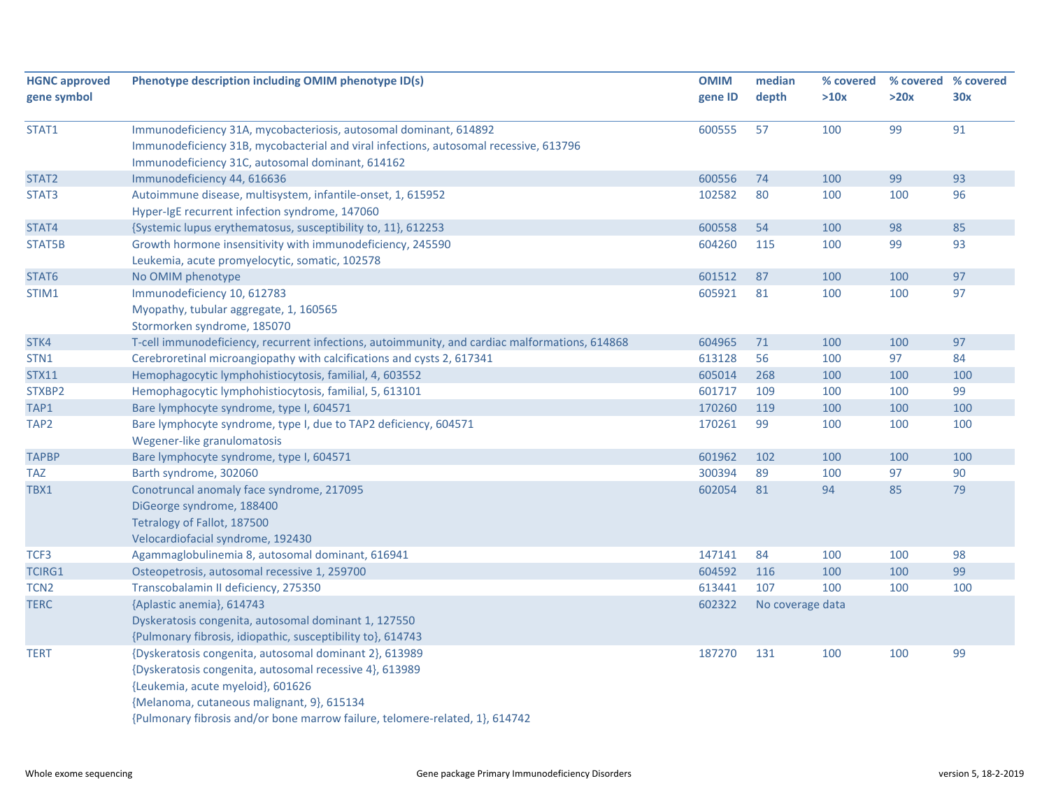| HGNC approved gene symbol | Phenotype description including OMIM phenotype ID(s) | OMIM gene ID | median depth | % covered >10x | % covered >20x | % covered 30x |
|---|---|---|---|---|---|---|
| STAT1 | Immunodeficiency 31A, mycobacteriosis, autosomal dominant, 614892<br>Immunodeficiency 31B, mycobacterial and viral infections, autosomal recessive, 613796<br>Immunodeficiency 31C, autosomal dominant, 614162 | 600555 | 57 | 100 | 99 | 91 |
| STAT2 | Immunodeficiency 44, 616636 | 600556 | 74 | 100 | 99 | 93 |
| STAT3 | Autoimmune disease, multisystem, infantile-onset, 1, 615952<br>Hyper-IgE recurrent infection syndrome, 147060 | 102582 | 80 | 100 | 100 | 96 |
| STAT4 | {Systemic lupus erythematosus, susceptibility to, 11}, 612253 | 600558 | 54 | 100 | 98 | 85 |
| STAT5B | Growth hormone insensitivity with immunodeficiency, 245590<br>Leukemia, acute promyelocytic, somatic, 102578 | 604260 | 115 | 100 | 99 | 93 |
| STAT6 | No OMIM phenotype | 601512 | 87 | 100 | 100 | 97 |
| STIM1 | Immunodeficiency 10, 612783<br>Myopathy, tubular aggregate, 1, 160565<br>Stormorken syndrome, 185070 | 605921 | 81 | 100 | 100 | 97 |
| STK4 | T-cell immunodeficiency, recurrent infections, autoimmunity, and cardiac malformations, 614868 | 604965 | 71 | 100 | 100 | 97 |
| STN1 | Cerebroretinal microangiopathy with calcifications and cysts 2, 617341 | 613128 | 56 | 100 | 97 | 84 |
| STX11 | Hemophagocytic lymphohistiocytosis, familial, 4, 603552 | 605014 | 268 | 100 | 100 | 100 |
| STXBP2 | Hemophagocytic lymphohistiocytosis, familial, 5, 613101 | 601717 | 109 | 100 | 100 | 99 |
| TAP1 | Bare lymphocyte syndrome, type I, 604571 | 170260 | 119 | 100 | 100 | 100 |
| TAP2 | Bare lymphocyte syndrome, type I, due to TAP2 deficiency, 604571<br>Wegener-like granulomatosis | 170261 | 99 | 100 | 100 | 100 |
| TAPBP | Bare lymphocyte syndrome, type I, 604571 | 601962 | 102 | 100 | 100 | 100 |
| TAZ | Barth syndrome, 302060 | 300394 | 89 | 100 | 97 | 90 |
| TBX1 | Conotruncal anomaly face syndrome, 217095<br>DiGeorge syndrome, 188400<br>Tetralogy of Fallot, 187500<br>Velocardiofacial syndrome, 192430 | 602054 | 81 | 94 | 85 | 79 |
| TCF3 | Agammaglobulinemia 8, autosomal dominant, 616941 | 147141 | 84 | 100 | 100 | 98 |
| TCIRG1 | Osteopetrosis, autosomal recessive 1, 259700 | 604592 | 116 | 100 | 100 | 99 |
| TCN2 | Transcobalamin II deficiency, 275350 | 613441 | 107 | 100 | 100 | 100 |
| TERC | {Aplastic anemia}, 614743<br>Dyskeratosis congenita, autosomal dominant 1, 127550<br>{Pulmonary fibrosis, idiopathic, susceptibility to}, 614743 | 602322 | No coverage data | | | |
| TERT | {Dyskeratosis congenita, autosomal dominant 2}, 613989<br>{Dyskeratosis congenita, autosomal recessive 4}, 613989<br>{Leukemia, acute myeloid}, 601626<br>{Melanoma, cutaneous malignant, 9}, 615134<br>{Pulmonary fibrosis and/or bone marrow failure, telomere-related, 1}, 614742 | 187270 | 131 | 100 | 100 | 99 |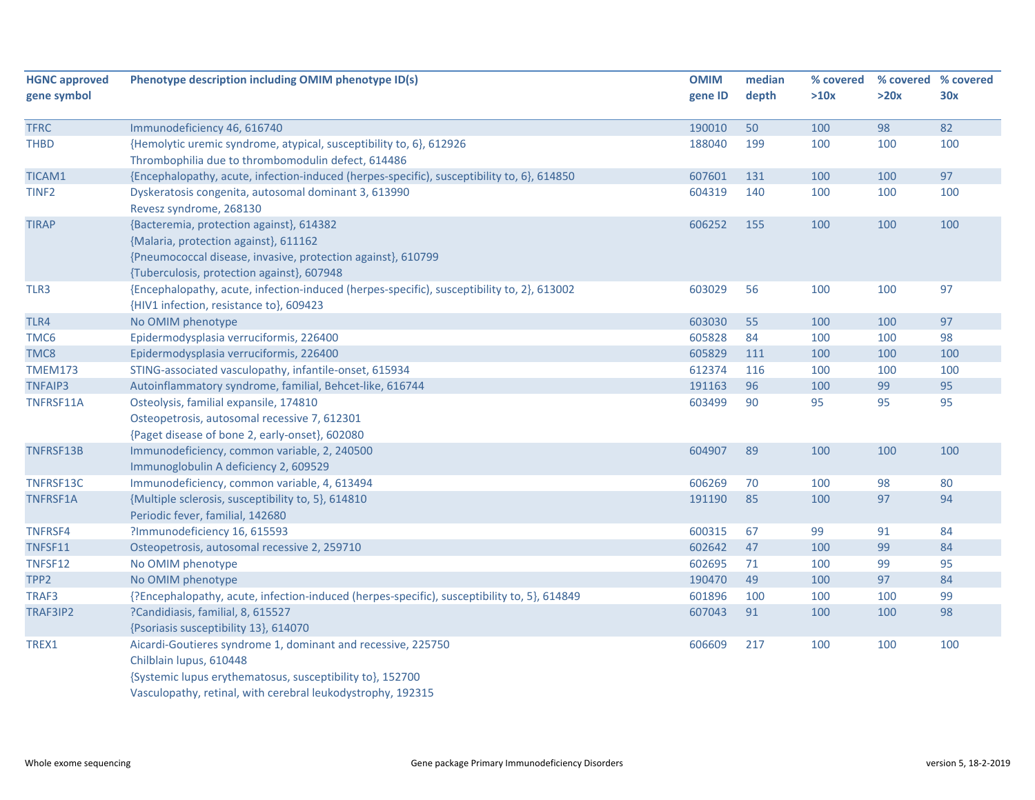| HGNC approved gene symbol | Phenotype description including OMIM phenotype ID(s) | OMIM gene ID | median depth | % covered >10x | % covered >20x | % covered 30x |
|---|---|---|---|---|---|---|
| TFRC | Immunodeficiency 46, 616740 | 190010 | 50 | 100 | 98 | 82 |
| THBD | {Hemolytic uremic syndrome, atypical, susceptibility to, 6}, 612926<br>Thrombophilia due to thrombomodulin defect, 614486 | 188040 | 199 | 100 | 100 | 100 |
| TICAM1 | {Encephalopathy, acute, infection-induced (herpes-specific), susceptibility to, 6}, 614850 | 607601 | 131 | 100 | 100 | 97 |
| TINF2 | Dyskeratosis congenita, autosomal dominant 3, 613990<br>Revesz syndrome, 268130 | 604319 | 140 | 100 | 100 | 100 |
| TIRAP | {Bacteremia, protection against}, 614382<br>{Malaria, protection against}, 611162<br>{Pneumococcal disease, invasive, protection against}, 610799<br>{Tuberculosis, protection against}, 607948 | 606252 | 155 | 100 | 100 | 100 |
| TLR3 | {Encephalopathy, acute, infection-induced (herpes-specific), susceptibility to, 2}, 613002<br>{HIV1 infection, resistance to}, 609423 | 603029 | 56 | 100 | 100 | 97 |
| TLR4 | No OMIM phenotype | 603030 | 55 | 100 | 100 | 97 |
| TMC6 | Epidermodysplasia verruciformis, 226400 | 605828 | 84 | 100 | 100 | 98 |
| TMC8 | Epidermodysplasia verruciformis, 226400 | 605829 | 111 | 100 | 100 | 100 |
| TMEM173 | STING-associated vasculopathy, infantile-onset, 615934 | 612374 | 116 | 100 | 100 | 100 |
| TNFAIP3 | Autoinflammatory syndrome, familial, Behcet-like, 616744 | 191163 | 96 | 100 | 99 | 95 |
| TNFRSF11A | Osteolysis, familial expansile, 174810<br>Osteopetrosis, autosomal recessive 7, 612301<br>{Paget disease of bone 2, early-onset}, 602080 | 603499 | 90 | 95 | 95 | 95 |
| TNFRSF13B | Immunodeficiency, common variable, 2, 240500<br>Immunoglobulin A deficiency 2, 609529 | 604907 | 89 | 100 | 100 | 100 |
| TNFRSF13C | Immunodeficiency, common variable, 4, 613494 | 606269 | 70 | 100 | 98 | 80 |
| TNFRSF1A | {Multiple sclerosis, susceptibility to, 5}, 614810<br>Periodic fever, familial, 142680 | 191190 | 85 | 100 | 97 | 94 |
| TNFRSF4 | ?Immunodeficiency 16, 615593 | 600315 | 67 | 99 | 91 | 84 |
| TNFSF11 | Osteopetrosis, autosomal recessive 2, 259710 | 602642 | 47 | 100 | 99 | 84 |
| TNFSF12 | No OMIM phenotype | 602695 | 71 | 100 | 99 | 95 |
| TPP2 | No OMIM phenotype | 190470 | 49 | 100 | 97 | 84 |
| TRAF3 | {?Encephalopathy, acute, infection-induced (herpes-specific), susceptibility to, 5}, 614849 | 601896 | 100 | 100 | 100 | 99 |
| TRAF3IP2 | ?Candidiasis, familial, 8, 615527<br>{Psoriasis susceptibility 13}, 614070 | 607043 | 91 | 100 | 100 | 98 |
| TREX1 | Aicardi-Goutieres syndrome 1, dominant and recessive, 225750<br>Chilblain lupus, 610448<br>{Systemic lupus erythematosus, susceptibility to}, 152700<br>Vasculopathy, retinal, with cerebral leukodystrophy, 192315 | 606609 | 217 | 100 | 100 | 100 |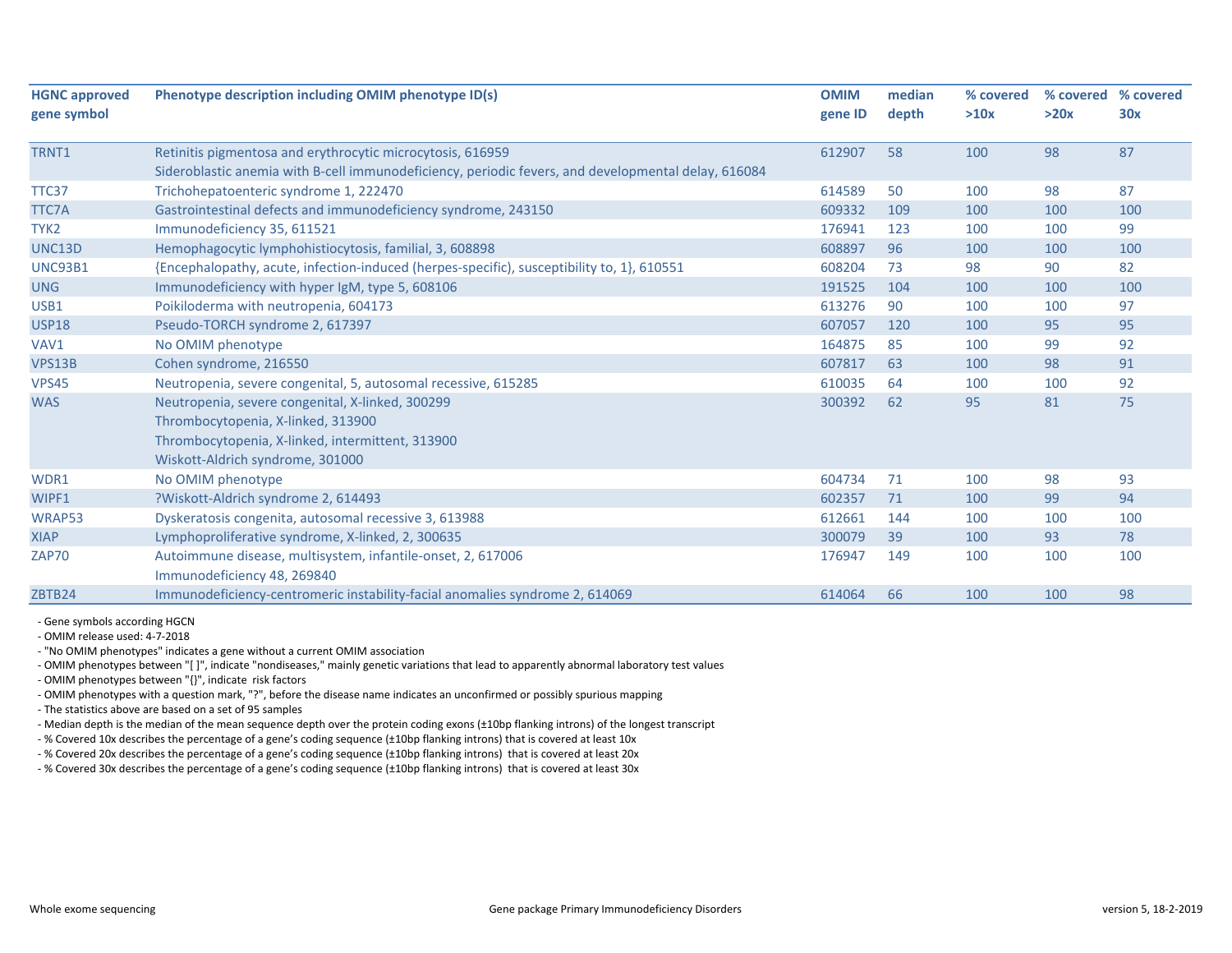| HGNC approved gene symbol | Phenotype description including OMIM phenotype ID(s) | OMIM gene ID | median depth | % covered >10x | % covered >20x | % covered 30x |
|---|---|---|---|---|---|---|
| TRNT1 | Retinitis pigmentosa and erythrocytic microcytosis, 616959<br>Sideroblastic anemia with B-cell immunodeficiency, periodic fevers, and developmental delay, 616084 | 612907 | 58 | 100 | 98 | 87 |
| TTC37 | Trichohepatoenteric syndrome 1, 222470 | 614589 | 50 | 100 | 98 | 87 |
| TTC7A | Gastrointestinal defects and immunodeficiency syndrome, 243150 | 609332 | 109 | 100 | 100 | 100 |
| TYK2 | Immunodeficiency 35, 611521 | 176941 | 123 | 100 | 100 | 99 |
| UNC13D | Hemophagocytic lymphohistiocytosis, familial, 3, 608898 | 608897 | 96 | 100 | 100 | 100 |
| UNC93B1 | {Encephalopathy, acute, infection-induced (herpes-specific), susceptibility to, 1}, 610551 | 608204 | 73 | 98 | 90 | 82 |
| UNG | Immunodeficiency with hyper IgM, type 5, 608106 | 191525 | 104 | 100 | 100 | 100 |
| USB1 | Poikiloderma with neutropenia, 604173 | 613276 | 90 | 100 | 100 | 97 |
| USP18 | Pseudo-TORCH syndrome 2, 617397 | 607057 | 120 | 100 | 95 | 95 |
| VAV1 | No OMIM phenotype | 164875 | 85 | 100 | 99 | 92 |
| VPS13B | Cohen syndrome, 216550 | 607817 | 63 | 100 | 98 | 91 |
| VPS45 | Neutropenia, severe congenital, 5, autosomal recessive, 615285 | 610035 | 64 | 100 | 100 | 92 |
| WAS | Neutropenia, severe congenital, X-linked, 300299<br>Thrombocytopenia, X-linked, 313900<br>Thrombocytopenia, X-linked, intermittent, 313900<br>Wiskott-Aldrich syndrome, 301000 | 300392 | 62 | 95 | 81 | 75 |
| WDR1 | No OMIM phenotype | 604734 | 71 | 100 | 98 | 93 |
| WIPF1 | ?Wiskott-Aldrich syndrome 2, 614493 | 602357 | 71 | 100 | 99 | 94 |
| WRAP53 | Dyskeratosis congenita, autosomal recessive 3, 613988 | 612661 | 144 | 100 | 100 | 100 |
| XIAP | Lymphoproliferative syndrome, X-linked, 2, 300635 | 300079 | 39 | 100 | 93 | 78 |
| ZAP70 | Autoimmune disease, multisystem, infantile-onset, 2, 617006<br>Immunodeficiency 48, 269840 | 176947 | 149 | 100 | 100 | 100 |
| ZBTB24 | Immunodeficiency-centromeric instability-facial anomalies syndrome 2, 614069 | 614064 | 66 | 100 | 100 | 98 |

- Gene symbols according HGCN
- OMIM release used: 4-7-2018
- "No OMIM phenotypes" indicates a gene without a current OMIM association
- OMIM phenotypes between "[ ]", indicate "nondiseases," mainly genetic variations that lead to apparently abnormal laboratory test values
- OMIM phenotypes between "{}", indicate risk factors
- OMIM phenotypes with a question mark, "?", before the disease name indicates an unconfirmed or possibly spurious mapping
- The statistics above are based on a set of 95 samples
- Median depth is the median of the mean sequence depth over the protein coding exons (±10bp flanking introns) of the longest transcript
- % Covered 10x describes the percentage of a gene's coding sequence (±10bp flanking introns) that is covered at least 10x
- % Covered 20x describes the percentage of a gene's coding sequence (±10bp flanking introns) that is covered at least 20x
- % Covered 30x describes the percentage of a gene's coding sequence (±10bp flanking introns) that is covered at least 30x